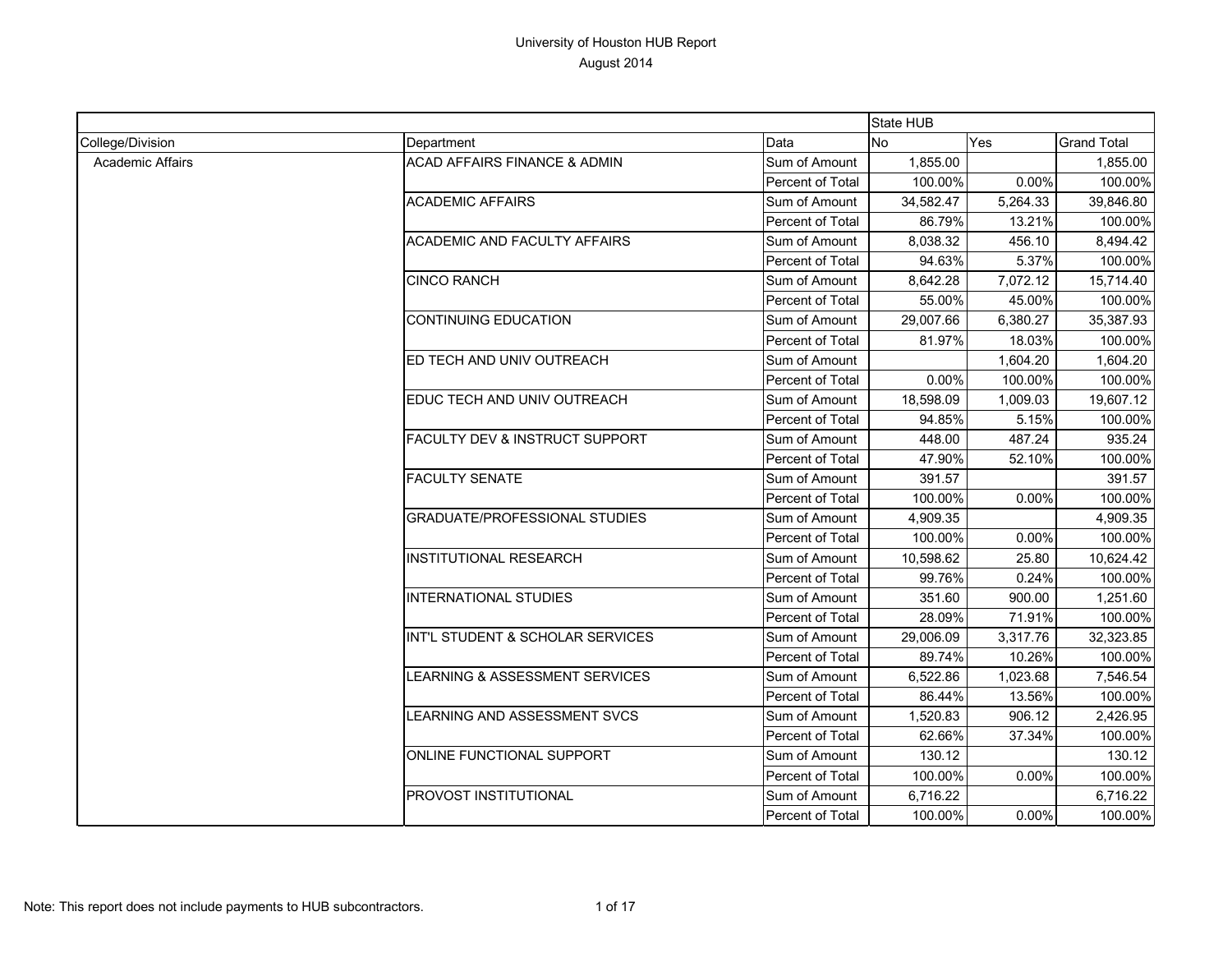# University of Houston HUB Report

## August 2014

| | | | State HUB | | |
|---|---|---|---|---|---|
| College/Division | Department | Data | No | Yes | Grand Total |
| Academic Affairs | ACAD AFFAIRS FINANCE & ADMIN | Sum of Amount | 1,855.00 | | 1,855.00 |
| | | Percent of Total | 100.00% | 0.00% | 100.00% |
| | ACADEMIC AFFAIRS | Sum of Amount | 34,582.47 | 5,264.33 | 39,846.80 |
| | | Percent of Total | 86.79% | 13.21% | 100.00% |
| | ACADEMIC AND FACULTY AFFAIRS | Sum of Amount | 8,038.32 | 456.10 | 8,494.42 |
| | | Percent of Total | 94.63% | 5.37% | 100.00% |
| | CINCO RANCH | Sum of Amount | 8,642.28 | 7,072.12 | 15,714.40 |
| | | Percent of Total | 55.00% | 45.00% | 100.00% |
| | CONTINUING EDUCATION | Sum of Amount | 29,007.66 | 6,380.27 | 35,387.93 |
| | | Percent of Total | 81.97% | 18.03% | 100.00% |
| | ED TECH AND UNIV OUTREACH | Sum of Amount | | 1,604.20 | 1,604.20 |
| | | Percent of Total | 0.00% | 100.00% | 100.00% |
| | EDUC TECH AND UNIV OUTREACH | Sum of Amount | 18,598.09 | 1,009.03 | 19,607.12 |
| | | Percent of Total | 94.85% | 5.15% | 100.00% |
| | FACULTY DEV & INSTRUCT SUPPORT | Sum of Amount | 448.00 | 487.24 | 935.24 |
| | | Percent of Total | 47.90% | 52.10% | 100.00% |
| | FACULTY SENATE | Sum of Amount | 391.57 | | 391.57 |
| | | Percent of Total | 100.00% | 0.00% | 100.00% |
| | GRADUATE/PROFESSIONAL STUDIES | Sum of Amount | 4,909.35 | | 4,909.35 |
| | | Percent of Total | 100.00% | 0.00% | 100.00% |
| | INSTITUTIONAL RESEARCH | Sum of Amount | 10,598.62 | 25.80 | 10,624.42 |
| | | Percent of Total | 99.76% | 0.24% | 100.00% |
| | INTERNATIONAL STUDIES | Sum of Amount | 351.60 | 900.00 | 1,251.60 |
| | | Percent of Total | 28.09% | 71.91% | 100.00% |
| | INT'L STUDENT & SCHOLAR SERVICES | Sum of Amount | 29,006.09 | 3,317.76 | 32,323.85 |
| | | Percent of Total | 89.74% | 10.26% | 100.00% |
| | LEARNING & ASSESSMENT SERVICES | Sum of Amount | 6,522.86 | 1,023.68 | 7,546.54 |
| | | Percent of Total | 86.44% | 13.56% | 100.00% |
| | LEARNING AND ASSESSMENT SVCS | Sum of Amount | 1,520.83 | 906.12 | 2,426.95 |
| | | Percent of Total | 62.66% | 37.34% | 100.00% |
| | ONLINE FUNCTIONAL SUPPORT | Sum of Amount | 130.12 | | 130.12 |
| | | Percent of Total | 100.00% | 0.00% | 100.00% |
| | PROVOST INSTITUTIONAL | Sum of Amount | 6,716.22 | | 6,716.22 |
| | | Percent of Total | 100.00% | 0.00% | 100.00% |

Note: This report does not include payments to HUB subcontractors.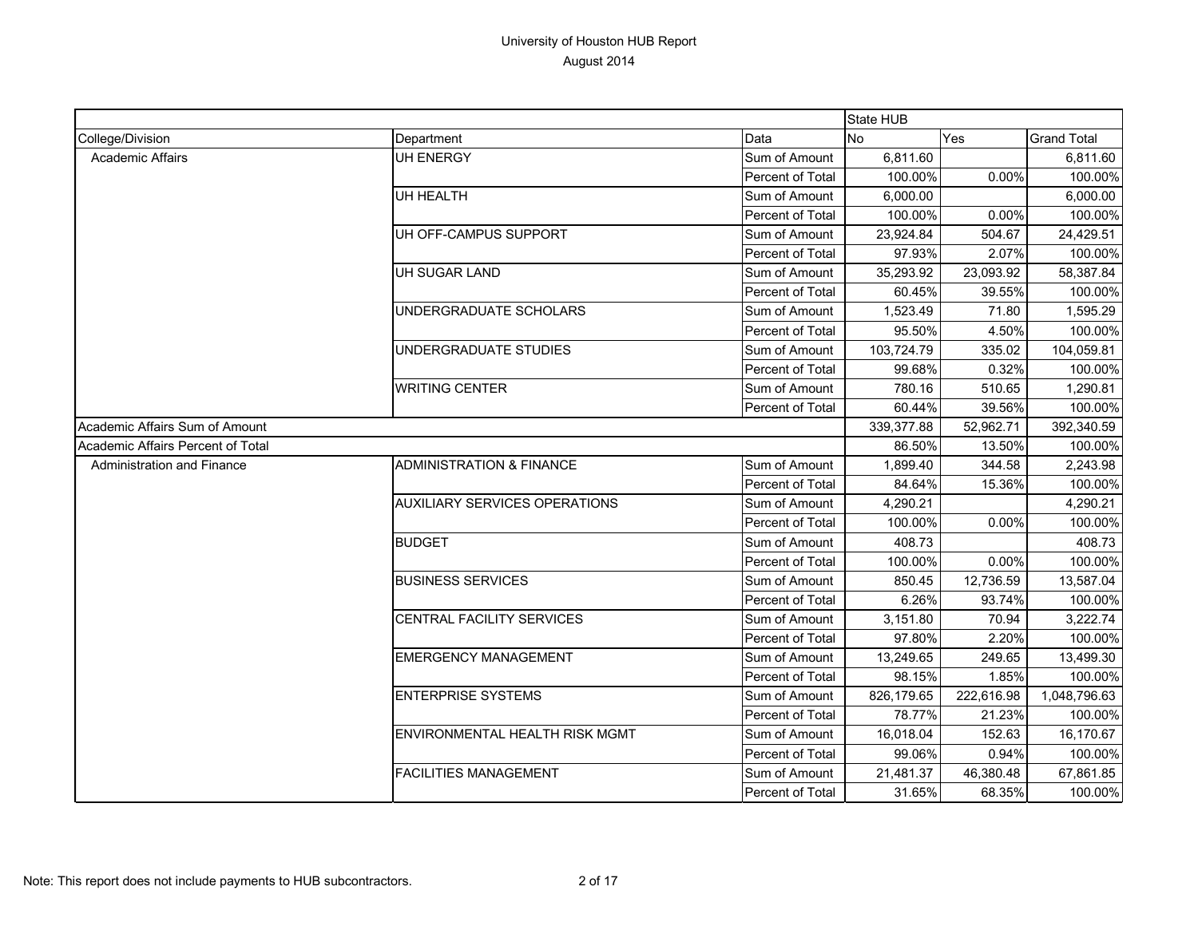# University of Houston HUB Report
August 2014

| | | | State HUB | | |
|---|---|---|---|---|---|
| College/Division | Department | Data | No | Yes | Grand Total |
| Academic Affairs | UH ENERGY | Sum of Amount | 6,811.60 | | 6,811.60 |
| | | Percent of Total | 100.00% | 0.00% | 100.00% |
| | UH HEALTH | Sum of Amount | 6,000.00 | | 6,000.00 |
| | | Percent of Total | 100.00% | 0.00% | 100.00% |
| | UH OFF-CAMPUS SUPPORT | Sum of Amount | 23,924.84 | 504.67 | 24,429.51 |
| | | Percent of Total | 97.93% | 2.07% | 100.00% |
| | UH SUGAR LAND | Sum of Amount | 35,293.92 | 23,093.92 | 58,387.84 |
| | | Percent of Total | 60.45% | 39.55% | 100.00% |
| | UNDERGRADUATE SCHOLARS | Sum of Amount | 1,523.49 | 71.80 | 1,595.29 |
| | | Percent of Total | 95.50% | 4.50% | 100.00% |
| | UNDERGRADUATE STUDIES | Sum of Amount | 103,724.79 | 335.02 | 104,059.81 |
| | | Percent of Total | 99.68% | 0.32% | 100.00% |
| | WRITING CENTER | Sum of Amount | 780.16 | 510.65 | 1,290.81 |
| | | Percent of Total | 60.44% | 39.56% | 100.00% |
| Academic Affairs Sum of Amount | | | 339,377.88 | 52,962.71 | 392,340.59 |
| Academic Affairs Percent of Total | | | 86.50% | 13.50% | 100.00% |
| Administration and Finance | ADMINISTRATION & FINANCE | Sum of Amount | 1,899.40 | 344.58 | 2,243.98 |
| | | Percent of Total | 84.64% | 15.36% | 100.00% |
| | AUXILIARY SERVICES OPERATIONS | Sum of Amount | 4,290.21 | | 4,290.21 |
| | | Percent of Total | 100.00% | 0.00% | 100.00% |
| | BUDGET | Sum of Amount | 408.73 | | 408.73 |
| | | Percent of Total | 100.00% | 0.00% | 100.00% |
| | BUSINESS SERVICES | Sum of Amount | 850.45 | 12,736.59 | 13,587.04 |
| | | Percent of Total | 6.26% | 93.74% | 100.00% |
| | CENTRAL FACILITY SERVICES | Sum of Amount | 3,151.80 | 70.94 | 3,222.74 |
| | | Percent of Total | 97.80% | 2.20% | 100.00% |
| | EMERGENCY MANAGEMENT | Sum of Amount | 13,249.65 | 249.65 | 13,499.30 |
| | | Percent of Total | 98.15% | 1.85% | 100.00% |
| | ENTERPRISE SYSTEMS | Sum of Amount | 826,179.65 | 222,616.98 | 1,048,796.63 |
| | | Percent of Total | 78.77% | 21.23% | 100.00% |
| | ENVIRONMENTAL HEALTH RISK MGMT | Sum of Amount | 16,018.04 | 152.63 | 16,170.67 |
| | | Percent of Total | 99.06% | 0.94% | 100.00% |
| | FACILITIES MANAGEMENT | Sum of Amount | 21,481.37 | 46,380.48 | 67,861.85 |
| | | Percent of Total | 31.65% | 68.35% | 100.00% |

Note: This report does not include payments to HUB subcontractors.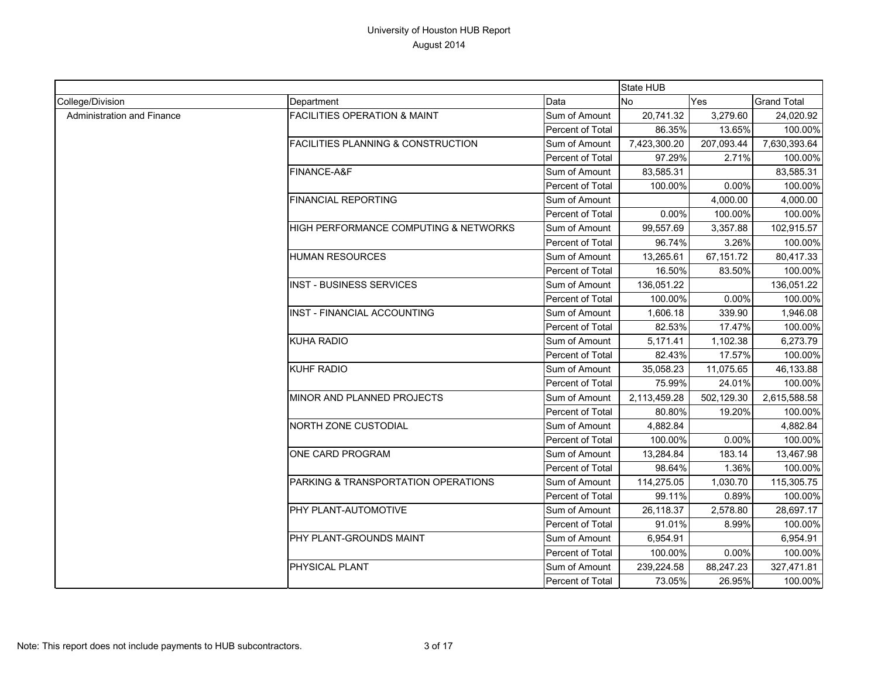# University of Houston HUB Report

August 2014

| | | | State HUB | | |
|---|---|---|---|---|---|
| College/Division | Department | Data | No | Yes | Grand Total |
| Administration and Finance | FACILITIES OPERATION & MAINT | Sum of Amount | 20,741.32 | 3,279.60 | 24,020.92 |
| | | Percent of Total | 86.35% | 13.65% | 100.00% |
| | FACILITIES PLANNING & CONSTRUCTION | Sum of Amount | 7,423,300.20 | 207,093.44 | 7,630,393.64 |
| | | Percent of Total | 97.29% | 2.71% | 100.00% |
| | FINANCE-A&F | Sum of Amount | 83,585.31 | | 83,585.31 |
| | | Percent of Total | 100.00% | 0.00% | 100.00% |
| | FINANCIAL REPORTING | Sum of Amount | | 4,000.00 | 4,000.00 |
| | | Percent of Total | 0.00% | 100.00% | 100.00% |
| | HIGH PERFORMANCE COMPUTING & NETWORKS | Sum of Amount | 99,557.69 | 3,357.88 | 102,915.57 |
| | | Percent of Total | 96.74% | 3.26% | 100.00% |
| | HUMAN RESOURCES | Sum of Amount | 13,265.61 | 67,151.72 | 80,417.33 |
| | | Percent of Total | 16.50% | 83.50% | 100.00% |
| | INST - BUSINESS SERVICES | Sum of Amount | 136,051.22 | | 136,051.22 |
| | | Percent of Total | 100.00% | 0.00% | 100.00% |
| | INST - FINANCIAL ACCOUNTING | Sum of Amount | 1,606.18 | 339.90 | 1,946.08 |
| | | Percent of Total | 82.53% | 17.47% | 100.00% |
| | KUHA RADIO | Sum of Amount | 5,171.41 | 1,102.38 | 6,273.79 |
| | | Percent of Total | 82.43% | 17.57% | 100.00% |
| | KUHF RADIO | Sum of Amount | 35,058.23 | 11,075.65 | 46,133.88 |
| | | Percent of Total | 75.99% | 24.01% | 100.00% |
| | MINOR AND PLANNED PROJECTS | Sum of Amount | 2,113,459.28 | 502,129.30 | 2,615,588.58 |
| | | Percent of Total | 80.80% | 19.20% | 100.00% |
| | NORTH ZONE CUSTODIAL | Sum of Amount | 4,882.84 | | 4,882.84 |
| | | Percent of Total | 100.00% | 0.00% | 100.00% |
| | ONE CARD PROGRAM | Sum of Amount | 13,284.84 | 183.14 | 13,467.98 |
| | | Percent of Total | 98.64% | 1.36% | 100.00% |
| | PARKING & TRANSPORTATION OPERATIONS | Sum of Amount | 114,275.05 | 1,030.70 | 115,305.75 |
| | | Percent of Total | 99.11% | 0.89% | 100.00% |
| | PHY PLANT-AUTOMOTIVE | Sum of Amount | 26,118.37 | 2,578.80 | 28,697.17 |
| | | Percent of Total | 91.01% | 8.99% | 100.00% |
| | PHY PLANT-GROUNDS MAINT | Sum of Amount | 6,954.91 | | 6,954.91 |
| | | Percent of Total | 100.00% | 0.00% | 100.00% |
| | PHYSICAL PLANT | Sum of Amount | 239,224.58 | 88,247.23 | 327,471.81 |
| | | Percent of Total | 73.05% | 26.95% | 100.00% |

Note: This report does not include payments to HUB subcontractors.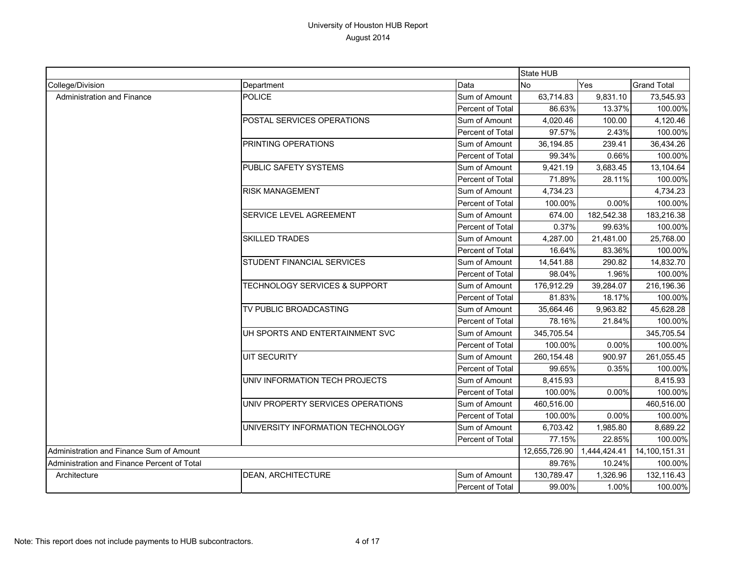University of Houston HUB Report
August 2014

| | | | State HUB | | |
|---|---|---|---|---|---|
| College/Division | Department | Data | No | Yes | Grand Total |
| Administration and Finance | POLICE | Sum of Amount | 63,714.83 | 9,831.10 | 73,545.93 |
| | | Percent of Total | 86.63% | 13.37% | 100.00% |
| | POSTAL SERVICES OPERATIONS | Sum of Amount | 4,020.46 | 100.00 | 4,120.46 |
| | | Percent of Total | 97.57% | 2.43% | 100.00% |
| | PRINTING OPERATIONS | Sum of Amount | 36,194.85 | 239.41 | 36,434.26 |
| | | Percent of Total | 99.34% | 0.66% | 100.00% |
| | PUBLIC SAFETY SYSTEMS | Sum of Amount | 9,421.19 | 3,683.45 | 13,104.64 |
| | | Percent of Total | 71.89% | 28.11% | 100.00% |
| | RISK MANAGEMENT | Sum of Amount | 4,734.23 | | 4,734.23 |
| | | Percent of Total | 100.00% | 0.00% | 100.00% |
| | SERVICE LEVEL AGREEMENT | Sum of Amount | 674.00 | 182,542.38 | 183,216.38 |
| | | Percent of Total | 0.37% | 99.63% | 100.00% |
| | SKILLED TRADES | Sum of Amount | 4,287.00 | 21,481.00 | 25,768.00 |
| | | Percent of Total | 16.64% | 83.36% | 100.00% |
| | STUDENT FINANCIAL SERVICES | Sum of Amount | 14,541.88 | 290.82 | 14,832.70 |
| | | Percent of Total | 98.04% | 1.96% | 100.00% |
| | TECHNOLOGY SERVICES & SUPPORT | Sum of Amount | 176,912.29 | 39,284.07 | 216,196.36 |
| | | Percent of Total | 81.83% | 18.17% | 100.00% |
| | TV PUBLIC BROADCASTING | Sum of Amount | 35,664.46 | 9,963.82 | 45,628.28 |
| | | Percent of Total | 78.16% | 21.84% | 100.00% |
| | UH SPORTS AND ENTERTAINMENT SVC | Sum of Amount | 345,705.54 | | 345,705.54 |
| | | Percent of Total | 100.00% | 0.00% | 100.00% |
| | UIT SECURITY | Sum of Amount | 260,154.48 | 900.97 | 261,055.45 |
| | | Percent of Total | 99.65% | 0.35% | 100.00% |
| | UNIV INFORMATION TECH PROJECTS | Sum of Amount | 8,415.93 | | 8,415.93 |
| | | Percent of Total | 100.00% | 0.00% | 100.00% |
| | UNIV PROPERTY SERVICES OPERATIONS | Sum of Amount | 460,516.00 | | 460,516.00 |
| | | Percent of Total | 100.00% | 0.00% | 100.00% |
| | UNIVERSITY INFORMATION TECHNOLOGY | Sum of Amount | 6,703.42 | 1,985.80 | 8,689.22 |
| | | Percent of Total | 77.15% | 22.85% | 100.00% |
| Administration and Finance Sum of Amount | | | 12,655,726.90 | 1,444,424.41 | 14,100,151.31 |
| Administration and Finance Percent of Total | | | 89.76% | 10.24% | 100.00% |
| Architecture | DEAN, ARCHITECTURE | Sum of Amount | 130,789.47 | 1,326.96 | 132,116.43 |
| | | Percent of Total | 99.00% | 1.00% | 100.00% |

Note: This report does not include payments to HUB subcontractors.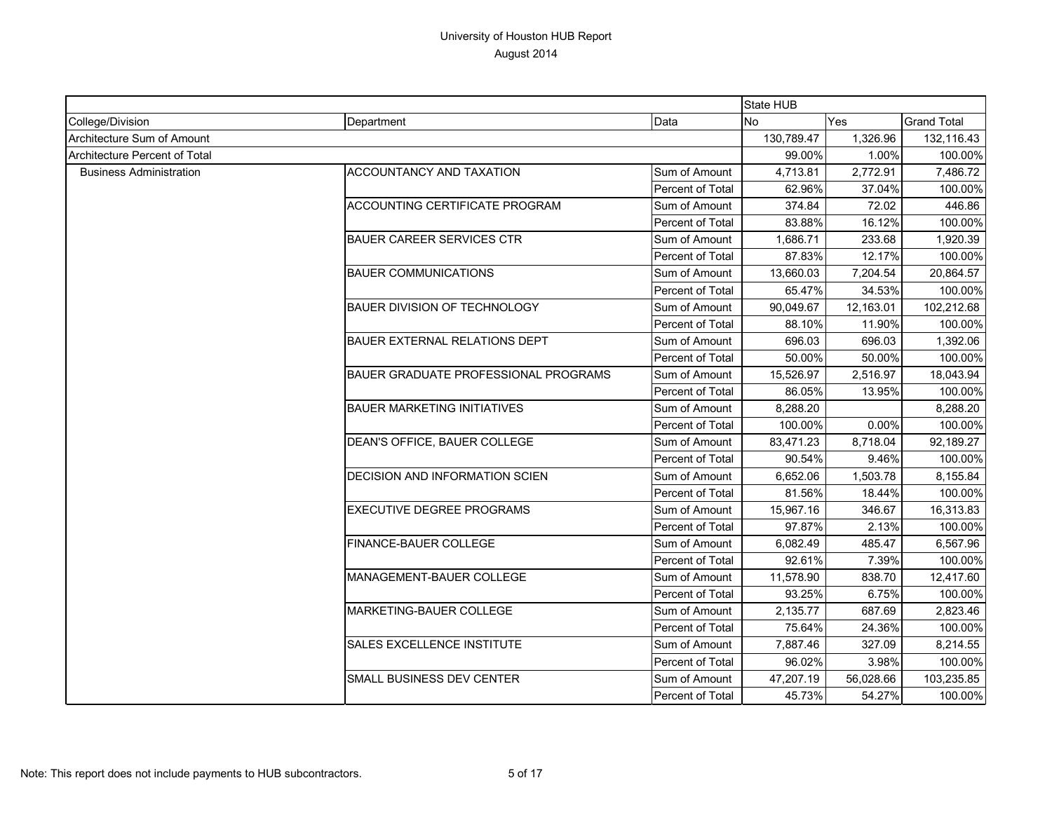# University of Houston HUB Report

August 2014

| | | | State HUB | | |
|---|---|---|---|---|---|
| College/Division | Department | Data | No | Yes | Grand Total |
| Architecture Sum of Amount | | | 130,789.47 | 1,326.96 | 132,116.43 |
| Architecture Percent of Total | | | 99.00% | 1.00% | 100.00% |
| Business Administration | ACCOUNTANCY AND TAXATION | Sum of Amount | 4,713.81 | 2,772.91 | 7,486.72 |
| | | Percent of Total | 62.96% | 37.04% | 100.00% |
| | ACCOUNTING CERTIFICATE PROGRAM | Sum of Amount | 374.84 | 72.02 | 446.86 |
| | | Percent of Total | 83.88% | 16.12% | 100.00% |
| | BAUER CAREER SERVICES CTR | Sum of Amount | 1,686.71 | 233.68 | 1,920.39 |
| | | Percent of Total | 87.83% | 12.17% | 100.00% |
| | BAUER COMMUNICATIONS | Sum of Amount | 13,660.03 | 7,204.54 | 20,864.57 |
| | | Percent of Total | 65.47% | 34.53% | 100.00% |
| | BAUER DIVISION OF TECHNOLOGY | Sum of Amount | 90,049.67 | 12,163.01 | 102,212.68 |
| | | Percent of Total | 88.10% | 11.90% | 100.00% |
| | BAUER EXTERNAL RELATIONS DEPT | Sum of Amount | 696.03 | 696.03 | 1,392.06 |
| | | Percent of Total | 50.00% | 50.00% | 100.00% |
| | BAUER GRADUATE PROFESSIONAL PROGRAMS | Sum of Amount | 15,526.97 | 2,516.97 | 18,043.94 |
| | | Percent of Total | 86.05% | 13.95% | 100.00% |
| | BAUER MARKETING INITIATIVES | Sum of Amount | 8,288.20 | | 8,288.20 |
| | | Percent of Total | 100.00% | 0.00% | 100.00% |
| | DEAN'S OFFICE, BAUER COLLEGE | Sum of Amount | 83,471.23 | 8,718.04 | 92,189.27 |
| | | Percent of Total | 90.54% | 9.46% | 100.00% |
| | DECISION AND INFORMATION SCIEN | Sum of Amount | 6,652.06 | 1,503.78 | 8,155.84 |
| | | Percent of Total | 81.56% | 18.44% | 100.00% |
| | EXECUTIVE DEGREE PROGRAMS | Sum of Amount | 15,967.16 | 346.67 | 16,313.83 |
| | | Percent of Total | 97.87% | 2.13% | 100.00% |
| | FINANCE-BAUER COLLEGE | Sum of Amount | 6,082.49 | 485.47 | 6,567.96 |
| | | Percent of Total | 92.61% | 7.39% | 100.00% |
| | MANAGEMENT-BAUER COLLEGE | Sum of Amount | 11,578.90 | 838.70 | 12,417.60 |
| | | Percent of Total | 93.25% | 6.75% | 100.00% |
| | MARKETING-BAUER COLLEGE | Sum of Amount | 2,135.77 | 687.69 | 2,823.46 |
| | | Percent of Total | 75.64% | 24.36% | 100.00% |
| | SALES EXCELLENCE INSTITUTE | Sum of Amount | 7,887.46 | 327.09 | 8,214.55 |
| | | Percent of Total | 96.02% | 3.98% | 100.00% |
| | SMALL BUSINESS DEV CENTER | Sum of Amount | 47,207.19 | 56,028.66 | 103,235.85 |
| | | Percent of Total | 45.73% | 54.27% | 100.00% |

Note: This report does not include payments to HUB subcontractors.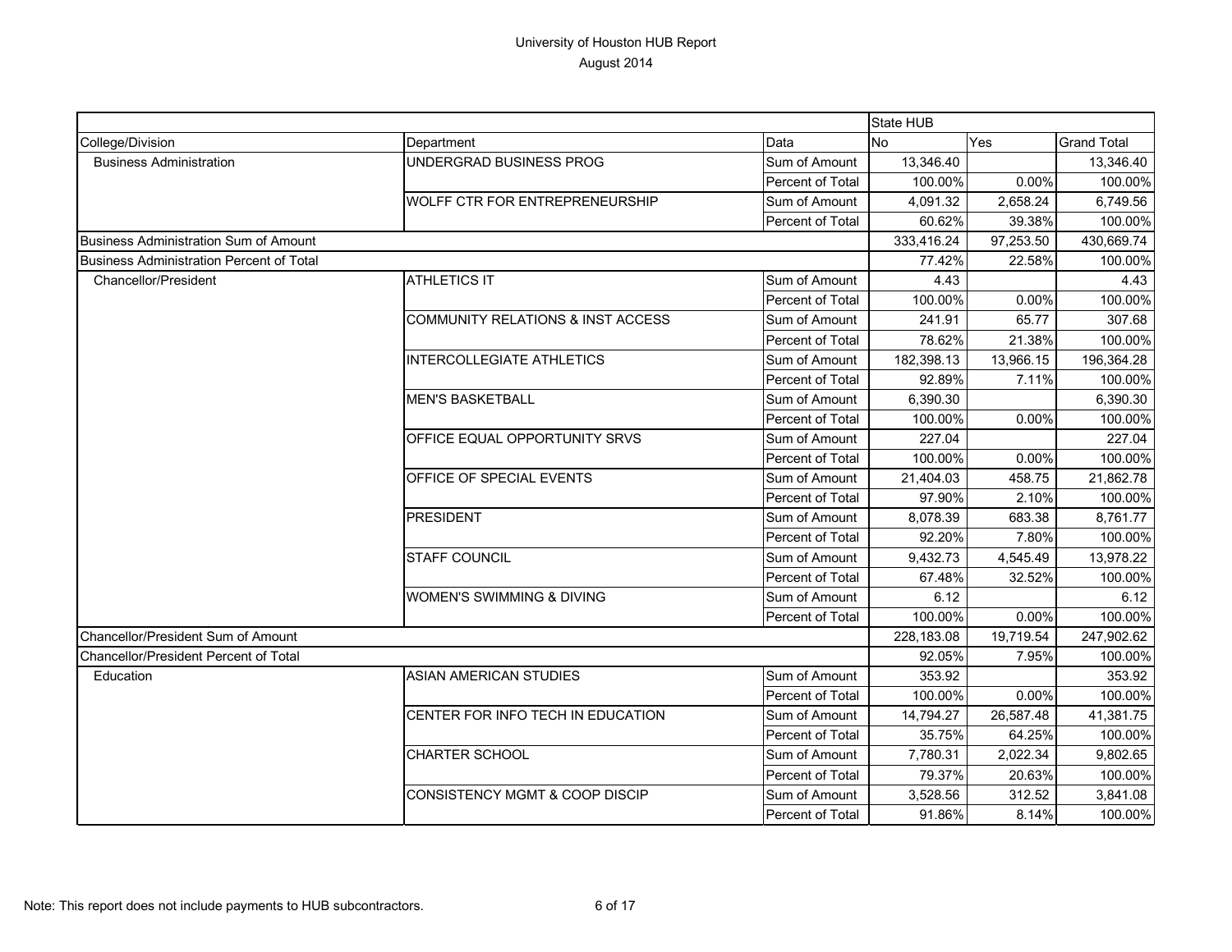# University of Houston HUB Report

August 2014

| | | | State HUB | | |
|---|---|---|---|---|---|
| College/Division | Department | Data | No | Yes | Grand Total |
| Business Administration | UNDERGRAD BUSINESS PROG | Sum of Amount | 13,346.40 | | 13,346.40 |
| | | Percent of Total | 100.00% | 0.00% | 100.00% |
| | WOLFF CTR FOR ENTREPRENEURSHIP | Sum of Amount | 4,091.32 | 2,658.24 | 6,749.56 |
| | | Percent of Total | 60.62% | 39.38% | 100.00% |
| Business Administration Sum of Amount | | | 333,416.24 | 97,253.50 | 430,669.74 |
| Business Administration Percent of Total | | | 77.42% | 22.58% | 100.00% |
| Chancellor/President | ATHLETICS IT | Sum of Amount | 4.43 | | 4.43 |
| | | Percent of Total | 100.00% | 0.00% | 100.00% |
| | COMMUNITY RELATIONS & INST ACCESS | Sum of Amount | 241.91 | 65.77 | 307.68 |
| | | Percent of Total | 78.62% | 21.38% | 100.00% |
| | INTERCOLLEGIATE ATHLETICS | Sum of Amount | 182,398.13 | 13,966.15 | 196,364.28 |
| | | Percent of Total | 92.89% | 7.11% | 100.00% |
| | MEN'S BASKETBALL | Sum of Amount | 6,390.30 | | 6,390.30 |
| | | Percent of Total | 100.00% | 0.00% | 100.00% |
| | OFFICE EQUAL OPPORTUNITY SRVS | Sum of Amount | 227.04 | | 227.04 |
| | | Percent of Total | 100.00% | 0.00% | 100.00% |
| | OFFICE OF SPECIAL EVENTS | Sum of Amount | 21,404.03 | 458.75 | 21,862.78 |
| | | Percent of Total | 97.90% | 2.10% | 100.00% |
| | PRESIDENT | Sum of Amount | 8,078.39 | 683.38 | 8,761.77 |
| | | Percent of Total | 92.20% | 7.80% | 100.00% |
| | STAFF COUNCIL | Sum of Amount | 9,432.73 | 4,545.49 | 13,978.22 |
| | | Percent of Total | 67.48% | 32.52% | 100.00% |
| | WOMEN'S SWIMMING & DIVING | Sum of Amount | 6.12 | | 6.12 |
| | | Percent of Total | 100.00% | 0.00% | 100.00% |
| Chancellor/President Sum of Amount | | | 228,183.08 | 19,719.54 | 247,902.62 |
| Chancellor/President Percent of Total | | | 92.05% | 7.95% | 100.00% |
| Education | ASIAN AMERICAN STUDIES | Sum of Amount | 353.92 | | 353.92 |
| | | Percent of Total | 100.00% | 0.00% | 100.00% |
| | CENTER FOR INFO TECH IN EDUCATION | Sum of Amount | 14,794.27 | 26,587.48 | 41,381.75 |
| | | Percent of Total | 35.75% | 64.25% | 100.00% |
| | CHARTER SCHOOL | Sum of Amount | 7,780.31 | 2,022.34 | 9,802.65 |
| | | Percent of Total | 79.37% | 20.63% | 100.00% |
| | CONSISTENCY MGMT & COOP DISCIP | Sum of Amount | 3,528.56 | 312.52 | 3,841.08 |
| | | Percent of Total | 91.86% | 8.14% | 100.00% |

Note: This report does not include payments to HUB subcontractors.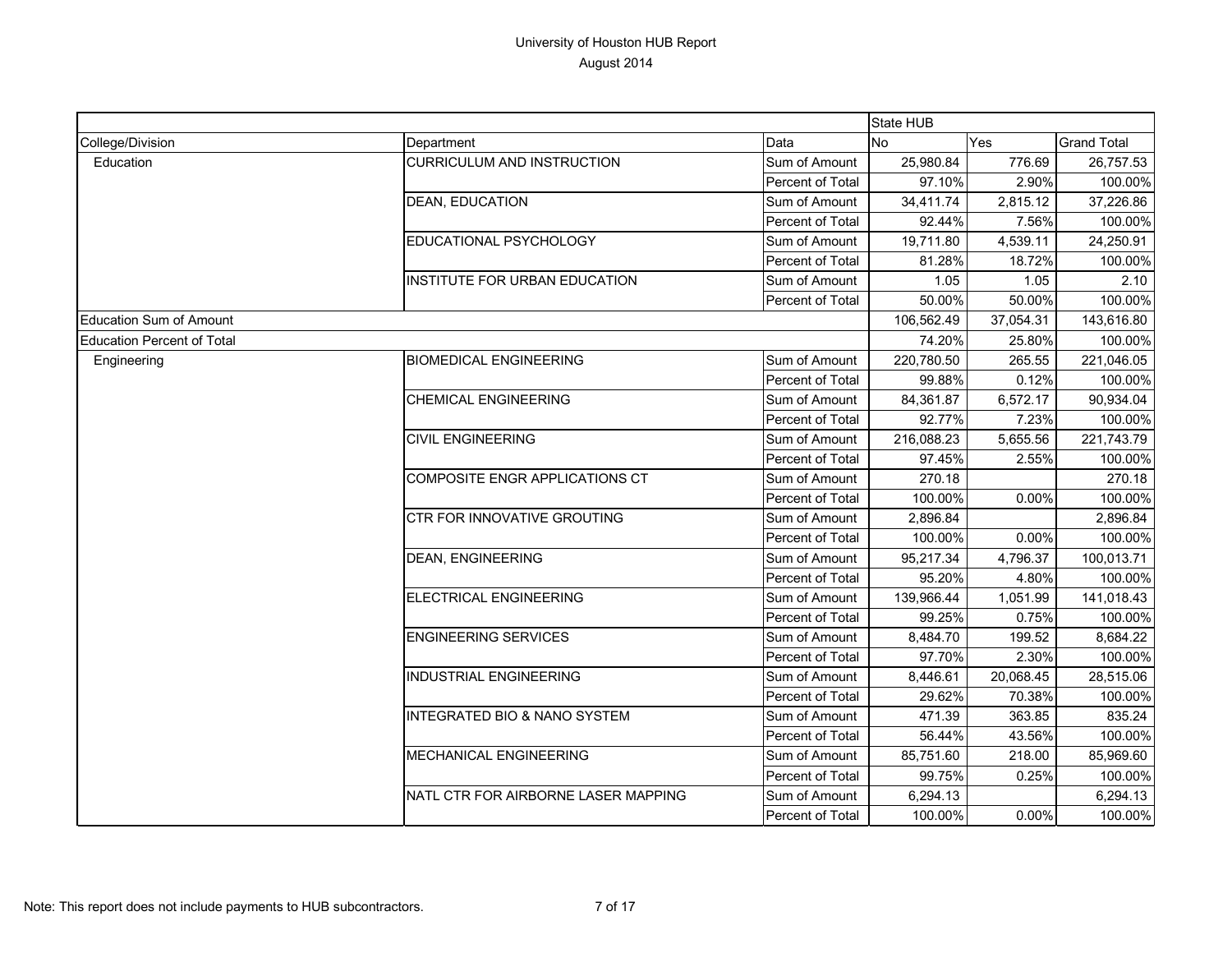# University of Houston HUB Report

August 2014

| | | | State HUB | | |
|---|---|---|---|---|---|
| College/Division | Department | Data | No | Yes | Grand Total |
| Education | CURRICULUM AND INSTRUCTION | Sum of Amount | 25,980.84 | 776.69 | 26,757.53 |
| | | Percent of Total | 97.10% | 2.90% | 100.00% |
| | DEAN, EDUCATION | Sum of Amount | 34,411.74 | 2,815.12 | 37,226.86 |
| | | Percent of Total | 92.44% | 7.56% | 100.00% |
| | EDUCATIONAL PSYCHOLOGY | Sum of Amount | 19,711.80 | 4,539.11 | 24,250.91 |
| | | Percent of Total | 81.28% | 18.72% | 100.00% |
| | INSTITUTE FOR URBAN EDUCATION | Sum of Amount | 1.05 | 1.05 | 2.10 |
| | | Percent of Total | 50.00% | 50.00% | 100.00% |
| Education Sum of Amount | | | 106,562.49 | 37,054.31 | 143,616.80 |
| Education Percent of Total | | | 74.20% | 25.80% | 100.00% |
| Engineering | BIOMEDICAL ENGINEERING | Sum of Amount | 220,780.50 | 265.55 | 221,046.05 |
| | | Percent of Total | 99.88% | 0.12% | 100.00% |
| | CHEMICAL ENGINEERING | Sum of Amount | 84,361.87 | 6,572.17 | 90,934.04 |
| | | Percent of Total | 92.77% | 7.23% | 100.00% |
| | CIVIL ENGINEERING | Sum of Amount | 216,088.23 | 5,655.56 | 221,743.79 |
| | | Percent of Total | 97.45% | 2.55% | 100.00% |
| | COMPOSITE ENGR APPLICATIONS CT | Sum of Amount | 270.18 | | 270.18 |
| | | Percent of Total | 100.00% | 0.00% | 100.00% |
| | CTR FOR INNOVATIVE GROUTING | Sum of Amount | 2,896.84 | | 2,896.84 |
| | | Percent of Total | 100.00% | 0.00% | 100.00% |
| | DEAN, ENGINEERING | Sum of Amount | 95,217.34 | 4,796.37 | 100,013.71 |
| | | Percent of Total | 95.20% | 4.80% | 100.00% |
| | ELECTRICAL ENGINEERING | Sum of Amount | 139,966.44 | 1,051.99 | 141,018.43 |
| | | Percent of Total | 99.25% | 0.75% | 100.00% |
| | ENGINEERING SERVICES | Sum of Amount | 8,484.70 | 199.52 | 8,684.22 |
| | | Percent of Total | 97.70% | 2.30% | 100.00% |
| | INDUSTRIAL ENGINEERING | Sum of Amount | 8,446.61 | 20,068.45 | 28,515.06 |
| | | Percent of Total | 29.62% | 70.38% | 100.00% |
| | INTEGRATED BIO & NANO SYSTEM | Sum of Amount | 471.39 | 363.85 | 835.24 |
| | | Percent of Total | 56.44% | 43.56% | 100.00% |
| | MECHANICAL ENGINEERING | Sum of Amount | 85,751.60 | 218.00 | 85,969.60 |
| | | Percent of Total | 99.75% | 0.25% | 100.00% |
| | NATL CTR FOR AIRBORNE LASER MAPPING | Sum of Amount | 6,294.13 | | 6,294.13 |
| | | Percent of Total | 100.00% | 0.00% | 100.00% |

Note: This report does not include payments to HUB subcontractors.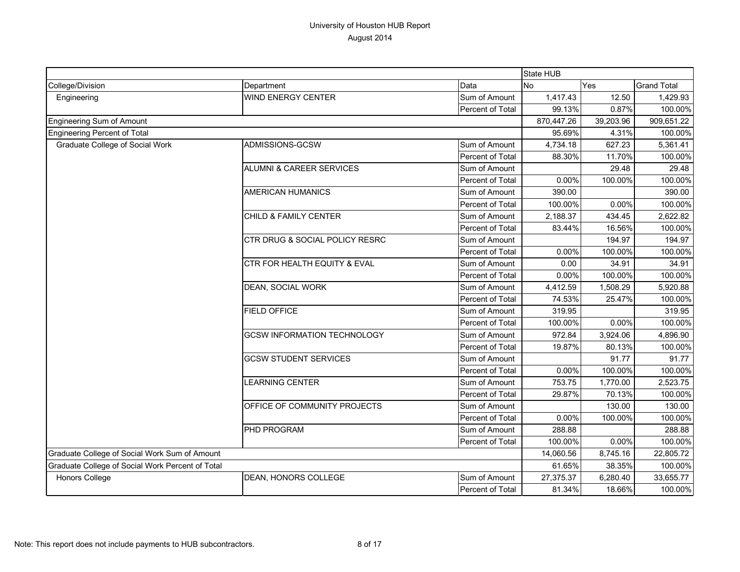# University of Houston HUB Report

August 2014

| | | | State HUB | | |
|---|---|---|---|---|---|
| College/Division | Department | Data | No | Yes | Grand Total |
| Engineering | WIND ENERGY CENTER | Sum of Amount | 1,417.43 | 12.50 | 1,429.93 |
| | | Percent of Total | 99.13% | 0.87% | 100.00% |
| Engineering Sum of Amount | | | 870,447.26 | 39,203.96 | 909,651.22 |
| Engineering Percent of Total | | | 95.69% | 4.31% | 100.00% |
| Graduate College of Social Work | ADMISSIONS-GCSW | Sum of Amount | 4,734.18 | 627.23 | 5,361.41 |
| | | Percent of Total | 88.30% | 11.70% | 100.00% |
| | ALUMNI & CAREER SERVICES | Sum of Amount | | 29.48 | 29.48 |
| | | Percent of Total | 0.00% | 100.00% | 100.00% |
| | AMERICAN HUMANICS | Sum of Amount | 390.00 | | 390.00 |
| | | Percent of Total | 100.00% | 0.00% | 100.00% |
| | CHILD & FAMILY CENTER | Sum of Amount | 2,188.37 | 434.45 | 2,622.82 |
| | | Percent of Total | 83.44% | 16.56% | 100.00% |
| | CTR DRUG & SOCIAL POLICY RESRC | Sum of Amount | | 194.97 | 194.97 |
| | | Percent of Total | 0.00% | 100.00% | 100.00% |
| | CTR FOR HEALTH EQUITY & EVAL | Sum of Amount | 0.00 | 34.91 | 34.91 |
| | | Percent of Total | 0.00% | 100.00% | 100.00% |
| | DEAN, SOCIAL WORK | Sum of Amount | 4,412.59 | 1,508.29 | 5,920.88 |
| | | Percent of Total | 74.53% | 25.47% | 100.00% |
| | FIELD OFFICE | Sum of Amount | 319.95 | | 319.95 |
| | | Percent of Total | 100.00% | 0.00% | 100.00% |
| | GCSW INFORMATION TECHNOLOGY | Sum of Amount | 972.84 | 3,924.06 | 4,896.90 |
| | | Percent of Total | 19.87% | 80.13% | 100.00% |
| | GCSW STUDENT SERVICES | Sum of Amount | | 91.77 | 91.77 |
| | | Percent of Total | 0.00% | 100.00% | 100.00% |
| | LEARNING CENTER | Sum of Amount | 753.75 | 1,770.00 | 2,523.75 |
| | | Percent of Total | 29.87% | 70.13% | 100.00% |
| | OFFICE OF COMMUNITY PROJECTS | Sum of Amount | | 130.00 | 130.00 |
| | | Percent of Total | 0.00% | 100.00% | 100.00% |
| | PHD PROGRAM | Sum of Amount | 288.88 | | 288.88 |
| | | Percent of Total | 100.00% | 0.00% | 100.00% |
| Graduate College of Social Work Sum of Amount | | | 14,060.56 | 8,745.16 | 22,805.72 |
| Graduate College of Social Work Percent of Total | | | 61.65% | 38.35% | 100.00% |
| Honors College | DEAN, HONORS COLLEGE | Sum of Amount | 27,375.37 | 6,280.40 | 33,655.77 |
| | | Percent of Total | 81.34% | 18.66% | 100.00% |

Note: This report does not include payments to HUB subcontractors.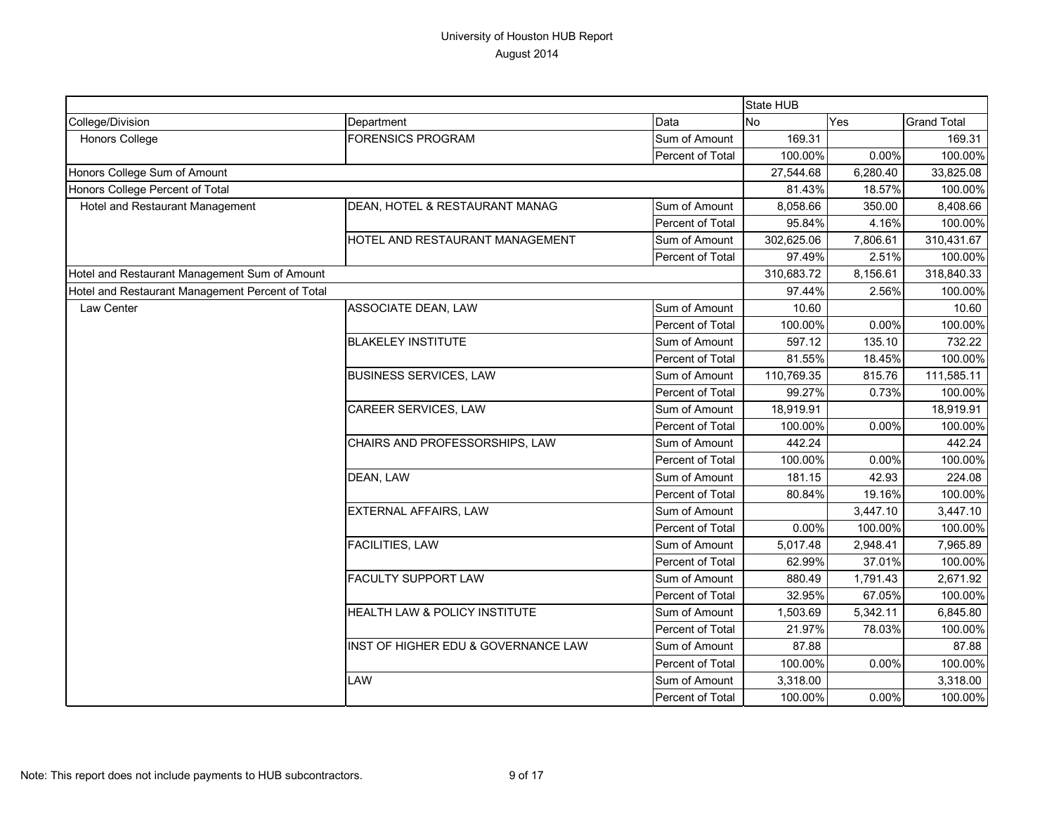# University of Houston HUB Report

August 2014

| College/Division | Department | Data | State HUB No | Yes | Grand Total |
|---|---|---|---|---|---|
| Honors College | FORENSICS PROGRAM | Sum of Amount | 169.31 | | 169.31 |
| | | Percent of Total | 100.00% | 0.00% | 100.00% |
| Honors College Sum of Amount | | | 27,544.68 | 6,280.40 | 33,825.08 |
| Honors College Percent of Total | | | 81.43% | 18.57% | 100.00% |
| Hotel and Restaurant Management | DEAN, HOTEL & RESTAURANT MANAG | Sum of Amount | 8,058.66 | 350.00 | 8,408.66 |
| | | Percent of Total | 95.84% | 4.16% | 100.00% |
| | HOTEL AND RESTAURANT MANAGEMENT | Sum of Amount | 302,625.06 | 7,806.61 | 310,431.67 |
| | | Percent of Total | 97.49% | 2.51% | 100.00% |
| Hotel and Restaurant Management Sum of Amount | | | 310,683.72 | 8,156.61 | 318,840.33 |
| Hotel and Restaurant Management Percent of Total | | | 97.44% | 2.56% | 100.00% |
| Law Center | ASSOCIATE DEAN, LAW | Sum of Amount | 10.60 | | 10.60 |
| | | Percent of Total | 100.00% | 0.00% | 100.00% |
| | BLAKELEY INSTITUTE | Sum of Amount | 597.12 | 135.10 | 732.22 |
| | | Percent of Total | 81.55% | 18.45% | 100.00% |
| | BUSINESS SERVICES, LAW | Sum of Amount | 110,769.35 | 815.76 | 111,585.11 |
| | | Percent of Total | 99.27% | 0.73% | 100.00% |
| | CAREER SERVICES, LAW | Sum of Amount | 18,919.91 | | 18,919.91 |
| | | Percent of Total | 100.00% | 0.00% | 100.00% |
| | CHAIRS AND PROFESSORSHIPS, LAW | Sum of Amount | 442.24 | | 442.24 |
| | | Percent of Total | 100.00% | 0.00% | 100.00% |
| | DEAN, LAW | Sum of Amount | 181.15 | 42.93 | 224.08 |
| | | Percent of Total | 80.84% | 19.16% | 100.00% |
| | EXTERNAL AFFAIRS, LAW | Sum of Amount | | 3,447.10 | 3,447.10 |
| | | Percent of Total | 0.00% | 100.00% | 100.00% |
| | FACILITIES, LAW | Sum of Amount | 5,017.48 | 2,948.41 | 7,965.89 |
| | | Percent of Total | 62.99% | 37.01% | 100.00% |
| | FACULTY SUPPORT LAW | Sum of Amount | 880.49 | 1,791.43 | 2,671.92 |
| | | Percent of Total | 32.95% | 67.05% | 100.00% |
| | HEALTH LAW & POLICY INSTITUTE | Sum of Amount | 1,503.69 | 5,342.11 | 6,845.80 |
| | | Percent of Total | 21.97% | 78.03% | 100.00% |
| | INST OF HIGHER EDU & GOVERNANCE LAW | Sum of Amount | 87.88 | | 87.88 |
| | | Percent of Total | 100.00% | 0.00% | 100.00% |
| | LAW | Sum of Amount | 3,318.00 | | 3,318.00 |
| | | Percent of Total | 100.00% | 0.00% | 100.00% |

Note: This report does not include payments to HUB subcontractors.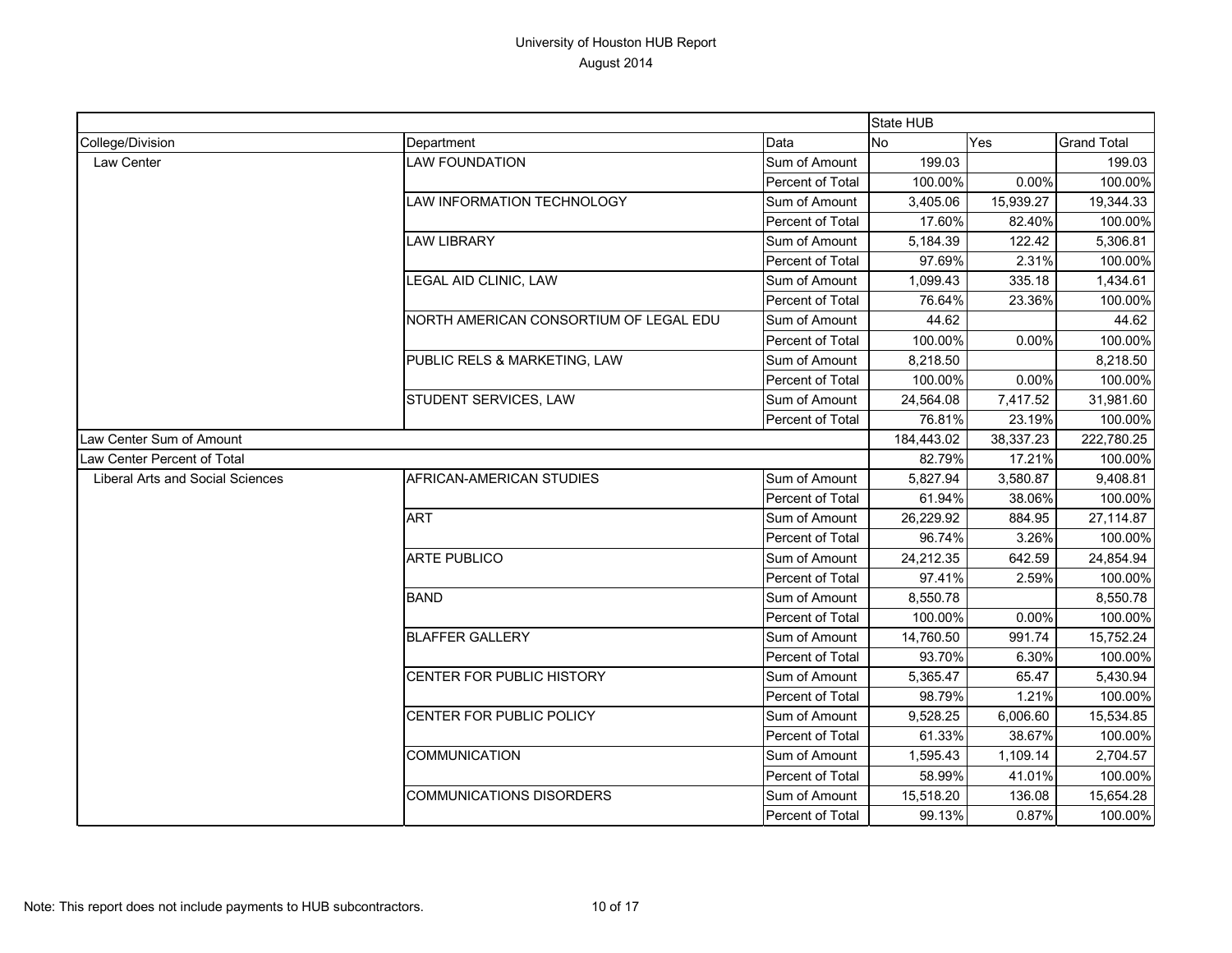# University of Houston HUB Report

August 2014

| College/Division | Department | Data | State HUB No | Yes | Grand Total |
|---|---|---|---|---|---|
| Law Center | LAW FOUNDATION | Sum of Amount | 199.03 | | 199.03 |
| | | Percent of Total | 100.00% | 0.00% | 100.00% |
| | LAW INFORMATION TECHNOLOGY | Sum of Amount | 3,405.06 | 15,939.27 | 19,344.33 |
| | | Percent of Total | 17.60% | 82.40% | 100.00% |
| | LAW LIBRARY | Sum of Amount | 5,184.39 | 122.42 | 5,306.81 |
| | | Percent of Total | 97.69% | 2.31% | 100.00% |
| | LEGAL AID CLINIC, LAW | Sum of Amount | 1,099.43 | 335.18 | 1,434.61 |
| | | Percent of Total | 76.64% | 23.36% | 100.00% |
| | NORTH AMERICAN CONSORTIUM OF LEGAL EDU | Sum of Amount | 44.62 | | 44.62 |
| | | Percent of Total | 100.00% | 0.00% | 100.00% |
| | PUBLIC RELS & MARKETING, LAW | Sum of Amount | 8,218.50 | | 8,218.50 |
| | | Percent of Total | 100.00% | 0.00% | 100.00% |
| | STUDENT SERVICES, LAW | Sum of Amount | 24,564.08 | 7,417.52 | 31,981.60 |
| | | Percent of Total | 76.81% | 23.19% | 100.00% |
| Law Center Sum of Amount | | | 184,443.02 | 38,337.23 | 222,780.25 |
| Law Center Percent of Total | | | 82.79% | 17.21% | 100.00% |
| Liberal Arts and Social Sciences | AFRICAN-AMERICAN STUDIES | Sum of Amount | 5,827.94 | 3,580.87 | 9,408.81 |
| | | Percent of Total | 61.94% | 38.06% | 100.00% |
| | ART | Sum of Amount | 26,229.92 | 884.95 | 27,114.87 |
| | | Percent of Total | 96.74% | 3.26% | 100.00% |
| | ARTE PUBLICO | Sum of Amount | 24,212.35 | 642.59 | 24,854.94 |
| | | Percent of Total | 97.41% | 2.59% | 100.00% |
| | BAND | Sum of Amount | 8,550.78 | | 8,550.78 |
| | | Percent of Total | 100.00% | 0.00% | 100.00% |
| | BLAFFER GALLERY | Sum of Amount | 14,760.50 | 991.74 | 15,752.24 |
| | | Percent of Total | 93.70% | 6.30% | 100.00% |
| | CENTER FOR PUBLIC HISTORY | Sum of Amount | 5,365.47 | 65.47 | 5,430.94 |
| | | Percent of Total | 98.79% | 1.21% | 100.00% |
| | CENTER FOR PUBLIC POLICY | Sum of Amount | 9,528.25 | 6,006.60 | 15,534.85 |
| | | Percent of Total | 61.33% | 38.67% | 100.00% |
| | COMMUNICATION | Sum of Amount | 1,595.43 | 1,109.14 | 2,704.57 |
| | | Percent of Total | 58.99% | 41.01% | 100.00% |
| | COMMUNICATIONS DISORDERS | Sum of Amount | 15,518.20 | 136.08 | 15,654.28 |
| | | Percent of Total | 99.13% | 0.87% | 100.00% |

Note: This report does not include payments to HUB subcontractors.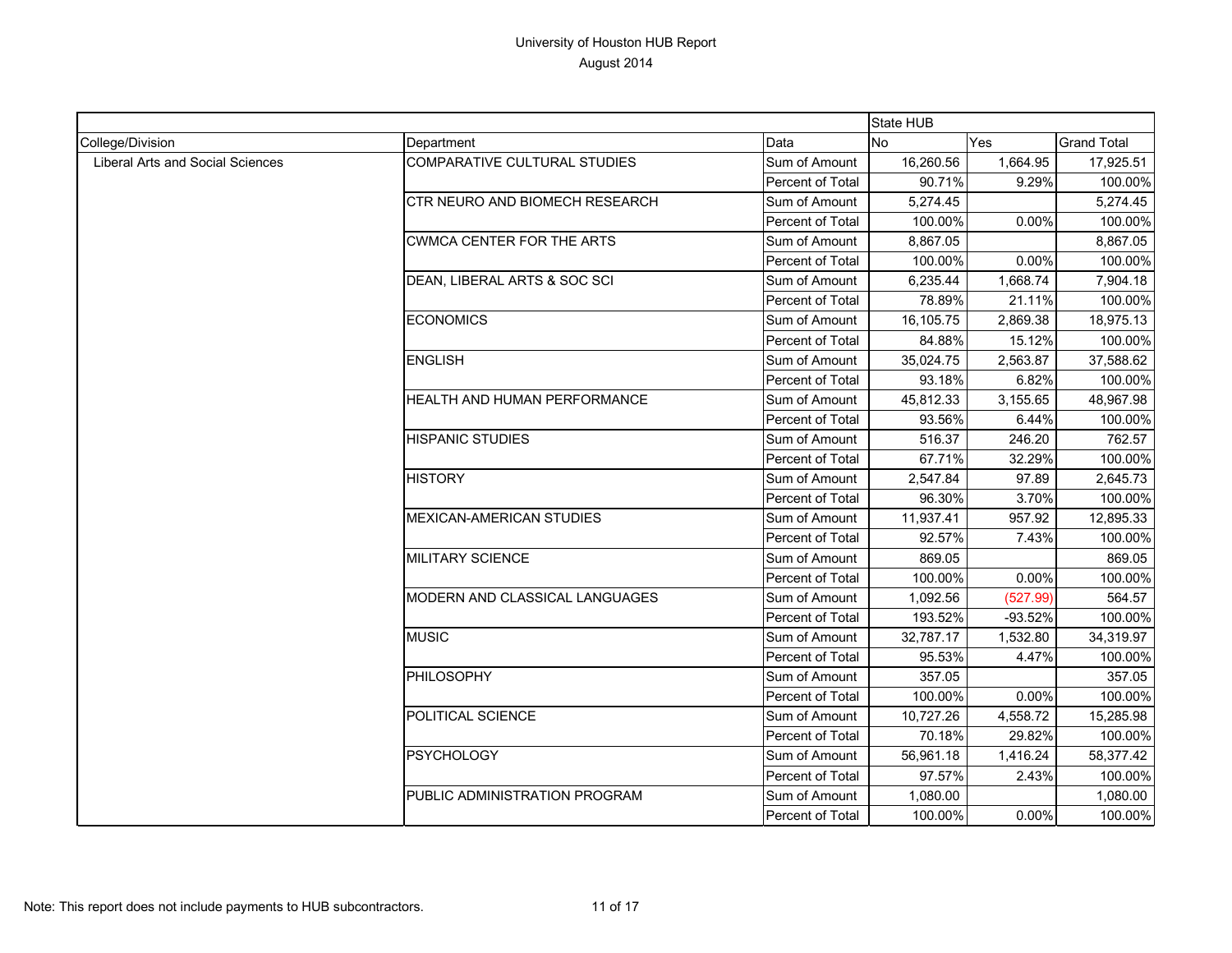University of Houston HUB Report
August 2014

| | | | State HUB | | |
|---|---|---|---|---|---|
| College/Division | Department | Data | No | Yes | Grand Total |
| Liberal Arts and Social Sciences | COMPARATIVE CULTURAL STUDIES | Sum of Amount | 16,260.56 | 1,664.95 | 17,925.51 |
| | | Percent of Total | 90.71% | 9.29% | 100.00% |
| | CTR NEURO AND BIOMECH RESEARCH | Sum of Amount | 5,274.45 | | 5,274.45 |
| | | Percent of Total | 100.00% | 0.00% | 100.00% |
| | CWMCA CENTER FOR THE ARTS | Sum of Amount | 8,867.05 | | 8,867.05 |
| | | Percent of Total | 100.00% | 0.00% | 100.00% |
| | DEAN, LIBERAL ARTS & SOC SCI | Sum of Amount | 6,235.44 | 1,668.74 | 7,904.18 |
| | | Percent of Total | 78.89% | 21.11% | 100.00% |
| | ECONOMICS | Sum of Amount | 16,105.75 | 2,869.38 | 18,975.13 |
| | | Percent of Total | 84.88% | 15.12% | 100.00% |
| | ENGLISH | Sum of Amount | 35,024.75 | 2,563.87 | 37,588.62 |
| | | Percent of Total | 93.18% | 6.82% | 100.00% |
| | HEALTH AND HUMAN PERFORMANCE | Sum of Amount | 45,812.33 | 3,155.65 | 48,967.98 |
| | | Percent of Total | 93.56% | 6.44% | 100.00% |
| | HISPANIC STUDIES | Sum of Amount | 516.37 | 246.20 | 762.57 |
| | | Percent of Total | 67.71% | 32.29% | 100.00% |
| | HISTORY | Sum of Amount | 2,547.84 | 97.89 | 2,645.73 |
| | | Percent of Total | 96.30% | 3.70% | 100.00% |
| | MEXICAN-AMERICAN STUDIES | Sum of Amount | 11,937.41 | 957.92 | 12,895.33 |
| | | Percent of Total | 92.57% | 7.43% | 100.00% |
| | MILITARY SCIENCE | Sum of Amount | 869.05 | | 869.05 |
| | | Percent of Total | 100.00% | 0.00% | 100.00% |
| | MODERN AND CLASSICAL LANGUAGES | Sum of Amount | 1,092.56 | (527.99) | 564.57 |
| | | Percent of Total | 193.52% | -93.52% | 100.00% |
| | MUSIC | Sum of Amount | 32,787.17 | 1,532.80 | 34,319.97 |
| | | Percent of Total | 95.53% | 4.47% | 100.00% |
| | PHILOSOPHY | Sum of Amount | 357.05 | | 357.05 |
| | | Percent of Total | 100.00% | 0.00% | 100.00% |
| | POLITICAL SCIENCE | Sum of Amount | 10,727.26 | 4,558.72 | 15,285.98 |
| | | Percent of Total | 70.18% | 29.82% | 100.00% |
| | PSYCHOLOGY | Sum of Amount | 56,961.18 | 1,416.24 | 58,377.42 |
| | | Percent of Total | 97.57% | 2.43% | 100.00% |
| | PUBLIC ADMINISTRATION PROGRAM | Sum of Amount | 1,080.00 | | 1,080.00 |
| | | Percent of Total | 100.00% | 0.00% | 100.00% |

Note: This report does not include payments to HUB subcontractors.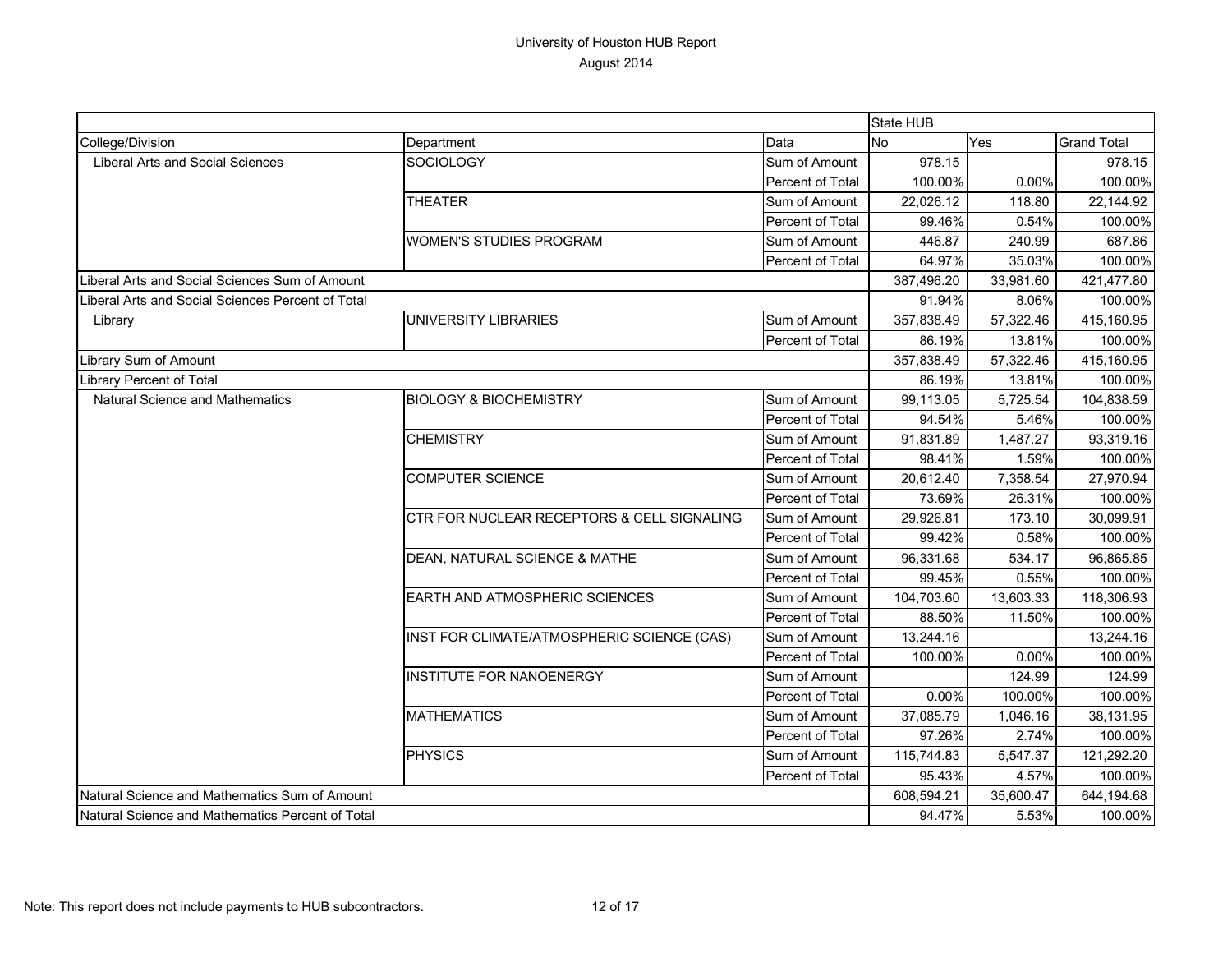# University of Houston HUB Report

August 2014

| | | | State HUB | | |
|---|---|---|---|---|---|
| College/Division | Department | Data | No | Yes | Grand Total |
| Liberal Arts and Social Sciences | SOCIOLOGY | Sum of Amount | 978.15 | | 978.15 |
| | | Percent of Total | 100.00% | 0.00% | 100.00% |
| | THEATER | Sum of Amount | 22,026.12 | 118.80 | 22,144.92 |
| | | Percent of Total | 99.46% | 0.54% | 100.00% |
| | WOMEN'S STUDIES PROGRAM | Sum of Amount | 446.87 | 240.99 | 687.86 |
| | | Percent of Total | 64.97% | 35.03% | 100.00% |
| Liberal Arts and Social Sciences Sum of Amount | | | 387,496.20 | 33,981.60 | 421,477.80 |
| Liberal Arts and Social Sciences Percent of Total | | | 91.94% | 8.06% | 100.00% |
| Library | UNIVERSITY LIBRARIES | Sum of Amount | 357,838.49 | 57,322.46 | 415,160.95 |
| | | Percent of Total | 86.19% | 13.81% | 100.00% |
| Library Sum of Amount | | | 357,838.49 | 57,322.46 | 415,160.95 |
| Library Percent of Total | | | 86.19% | 13.81% | 100.00% |
| Natural Science and Mathematics | BIOLOGY & BIOCHEMISTRY | Sum of Amount | 99,113.05 | 5,725.54 | 104,838.59 |
| | | Percent of Total | 94.54% | 5.46% | 100.00% |
| | CHEMISTRY | Sum of Amount | 91,831.89 | 1,487.27 | 93,319.16 |
| | | Percent of Total | 98.41% | 1.59% | 100.00% |
| | COMPUTER SCIENCE | Sum of Amount | 20,612.40 | 7,358.54 | 27,970.94 |
| | | Percent of Total | 73.69% | 26.31% | 100.00% |
| | CTR FOR NUCLEAR RECEPTORS & CELL SIGNALING | Sum of Amount | 29,926.81 | 173.10 | 30,099.91 |
| | | Percent of Total | 99.42% | 0.58% | 100.00% |
| | DEAN, NATURAL SCIENCE & MATHE | Sum of Amount | 96,331.68 | 534.17 | 96,865.85 |
| | | Percent of Total | 99.45% | 0.55% | 100.00% |
| | EARTH AND ATMOSPHERIC SCIENCES | Sum of Amount | 104,703.60 | 13,603.33 | 118,306.93 |
| | | Percent of Total | 88.50% | 11.50% | 100.00% |
| | INST FOR CLIMATE/ATMOSPHERIC SCIENCE (CAS) | Sum of Amount | 13,244.16 | | 13,244.16 |
| | | Percent of Total | 100.00% | 0.00% | 100.00% |
| | INSTITUTE FOR NANOENERGY | Sum of Amount | | 124.99 | 124.99 |
| | | Percent of Total | 0.00% | 100.00% | 100.00% |
| | MATHEMATICS | Sum of Amount | 37,085.79 | 1,046.16 | 38,131.95 |
| | | Percent of Total | 97.26% | 2.74% | 100.00% |
| | PHYSICS | Sum of Amount | 115,744.83 | 5,547.37 | 121,292.20 |
| | | Percent of Total | 95.43% | 4.57% | 100.00% |
| Natural Science and Mathematics Sum of Amount | | | 608,594.21 | 35,600.47 | 644,194.68 |
| Natural Science and Mathematics Percent of Total | | | 94.47% | 5.53% | 100.00% |

Note: This report does not include payments to HUB subcontractors.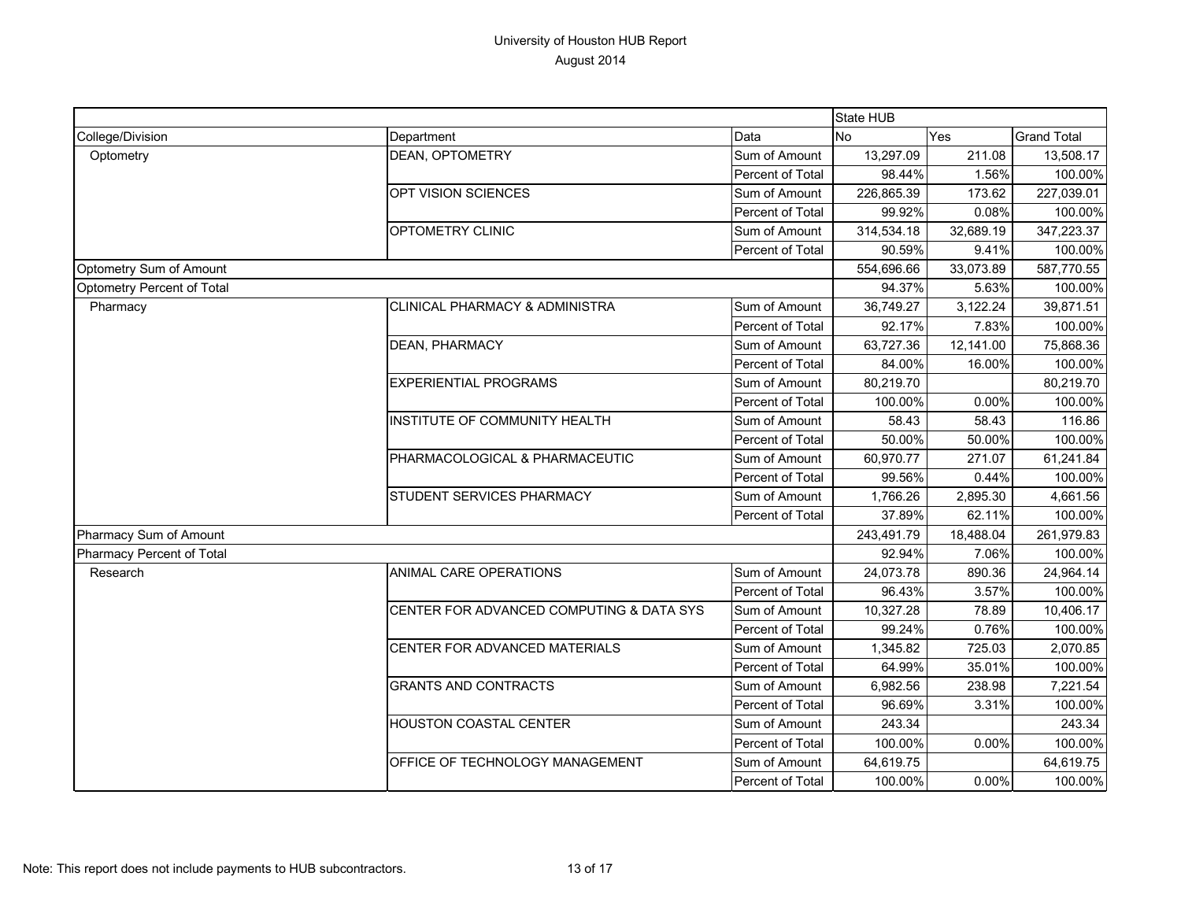# University of Houston HUB Report

August 2014

| | | | State HUB | | |
|---|---|---|---|---|---|
| College/Division | Department | Data | No | Yes | Grand Total |
| Optometry | DEAN, OPTOMETRY | Sum of Amount | 13,297.09 | 211.08 | 13,508.17 |
| | | Percent of Total | 98.44% | 1.56% | 100.00% |
| | OPT VISION SCIENCES | Sum of Amount | 226,865.39 | 173.62 | 227,039.01 |
| | | Percent of Total | 99.92% | 0.08% | 100.00% |
| | OPTOMETRY CLINIC | Sum of Amount | 314,534.18 | 32,689.19 | 347,223.37 |
| | | Percent of Total | 90.59% | 9.41% | 100.00% |
| Optometry Sum of Amount | | | 554,696.66 | 33,073.89 | 587,770.55 |
| Optometry Percent of Total | | | 94.37% | 5.63% | 100.00% |
| Pharmacy | CLINICAL PHARMACY & ADMINISTRA | Sum of Amount | 36,749.27 | 3,122.24 | 39,871.51 |
| | | Percent of Total | 92.17% | 7.83% | 100.00% |
| | DEAN, PHARMACY | Sum of Amount | 63,727.36 | 12,141.00 | 75,868.36 |
| | | Percent of Total | 84.00% | 16.00% | 100.00% |
| | EXPERIENTIAL PROGRAMS | Sum of Amount | 80,219.70 | | 80,219.70 |
| | | Percent of Total | 100.00% | 0.00% | 100.00% |
| | INSTITUTE OF COMMUNITY HEALTH | Sum of Amount | 58.43 | 58.43 | 116.86 |
| | | Percent of Total | 50.00% | 50.00% | 100.00% |
| | PHARMACOLOGICAL & PHARMACEUTIC | Sum of Amount | 60,970.77 | 271.07 | 61,241.84 |
| | | Percent of Total | 99.56% | 0.44% | 100.00% |
| | STUDENT SERVICES PHARMACY | Sum of Amount | 1,766.26 | 2,895.30 | 4,661.56 |
| | | Percent of Total | 37.89% | 62.11% | 100.00% |
| Pharmacy Sum of Amount | | | 243,491.79 | 18,488.04 | 261,979.83 |
| Pharmacy Percent of Total | | | 92.94% | 7.06% | 100.00% |
| Research | ANIMAL CARE OPERATIONS | Sum of Amount | 24,073.78 | 890.36 | 24,964.14 |
| | | Percent of Total | 96.43% | 3.57% | 100.00% |
| | CENTER FOR ADVANCED COMPUTING & DATA SYS | Sum of Amount | 10,327.28 | 78.89 | 10,406.17 |
| | | Percent of Total | 99.24% | 0.76% | 100.00% |
| | CENTER FOR ADVANCED MATERIALS | Sum of Amount | 1,345.82 | 725.03 | 2,070.85 |
| | | Percent of Total | 64.99% | 35.01% | 100.00% |
| | GRANTS AND CONTRACTS | Sum of Amount | 6,982.56 | 238.98 | 7,221.54 |
| | | Percent of Total | 96.69% | 3.31% | 100.00% |
| | HOUSTON COASTAL CENTER | Sum of Amount | 243.34 | | 243.34 |
| | | Percent of Total | 100.00% | 0.00% | 100.00% |
| | OFFICE OF TECHNOLOGY MANAGEMENT | Sum of Amount | 64,619.75 | | 64,619.75 |
| | | Percent of Total | 100.00% | 0.00% | 100.00% |

Note: This report does not include payments to HUB subcontractors.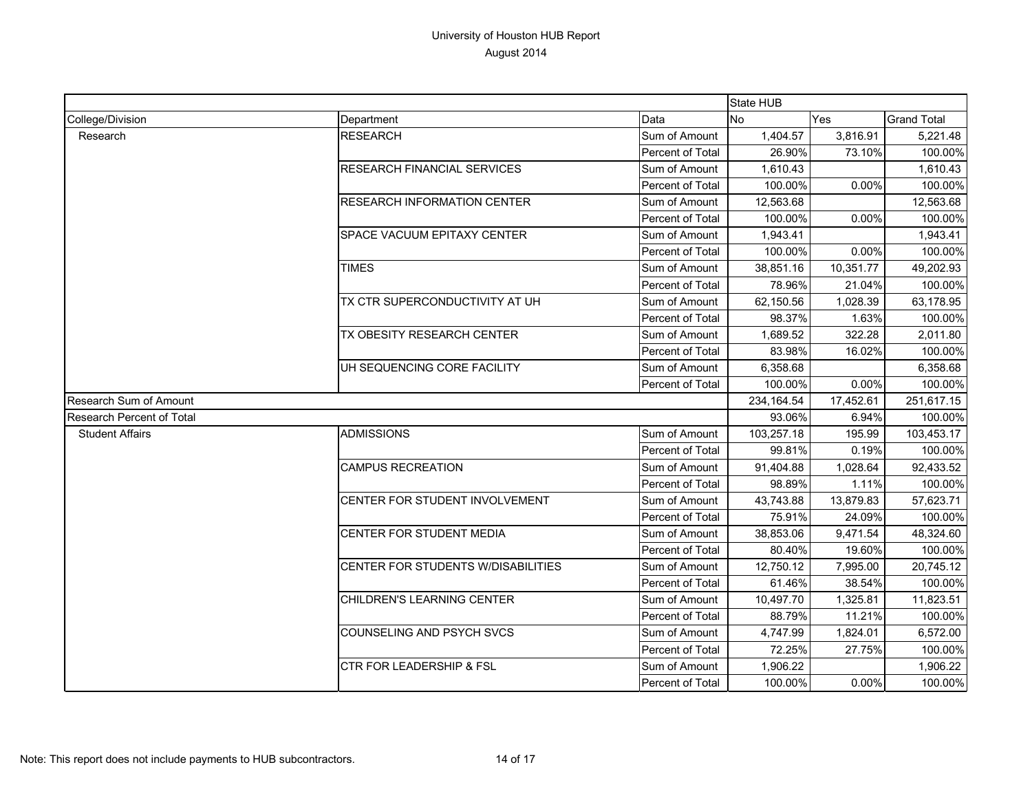University of Houston HUB Report

August 2014

| | | | State HUB | | |
|---|---|---|---|---|---|
| College/Division | Department | Data | No | Yes | Grand Total |
| Research | RESEARCH | Sum of Amount | 1,404.57 | 3,816.91 | 5,221.48 |
| | | Percent of Total | 26.90% | 73.10% | 100.00% |
| | RESEARCH FINANCIAL SERVICES | Sum of Amount | 1,610.43 | | 1,610.43 |
| | | Percent of Total | 100.00% | 0.00% | 100.00% |
| | RESEARCH INFORMATION CENTER | Sum of Amount | 12,563.68 | | 12,563.68 |
| | | Percent of Total | 100.00% | 0.00% | 100.00% |
| | SPACE VACUUM EPITAXY CENTER | Sum of Amount | 1,943.41 | | 1,943.41 |
| | | Percent of Total | 100.00% | 0.00% | 100.00% |
| | TIMES | Sum of Amount | 38,851.16 | 10,351.77 | 49,202.93 |
| | | Percent of Total | 78.96% | 21.04% | 100.00% |
| | TX CTR SUPERCONDUCTIVITY AT UH | Sum of Amount | 62,150.56 | 1,028.39 | 63,178.95 |
| | | Percent of Total | 98.37% | 1.63% | 100.00% |
| | TX OBESITY RESEARCH CENTER | Sum of Amount | 1,689.52 | 322.28 | 2,011.80 |
| | | Percent of Total | 83.98% | 16.02% | 100.00% |
| | UH SEQUENCING CORE FACILITY | Sum of Amount | 6,358.68 | | 6,358.68 |
| | | Percent of Total | 100.00% | 0.00% | 100.00% |
| Research Sum of Amount | | | 234,164.54 | 17,452.61 | 251,617.15 |
| Research Percent of Total | | | 93.06% | 6.94% | 100.00% |
| Student Affairs | ADMISSIONS | Sum of Amount | 103,257.18 | 195.99 | 103,453.17 |
| | | Percent of Total | 99.81% | 0.19% | 100.00% |
| | CAMPUS RECREATION | Sum of Amount | 91,404.88 | 1,028.64 | 92,433.52 |
| | | Percent of Total | 98.89% | 1.11% | 100.00% |
| | CENTER FOR STUDENT INVOLVEMENT | Sum of Amount | 43,743.88 | 13,879.83 | 57,623.71 |
| | | Percent of Total | 75.91% | 24.09% | 100.00% |
| | CENTER FOR STUDENT MEDIA | Sum of Amount | 38,853.06 | 9,471.54 | 48,324.60 |
| | | Percent of Total | 80.40% | 19.60% | 100.00% |
| | CENTER FOR STUDENTS W/DISABILITIES | Sum of Amount | 12,750.12 | 7,995.00 | 20,745.12 |
| | | Percent of Total | 61.46% | 38.54% | 100.00% |
| | CHILDREN'S LEARNING CENTER | Sum of Amount | 10,497.70 | 1,325.81 | 11,823.51 |
| | | Percent of Total | 88.79% | 11.21% | 100.00% |
| | COUNSELING AND PSYCH SVCS | Sum of Amount | 4,747.99 | 1,824.01 | 6,572.00 |
| | | Percent of Total | 72.25% | 27.75% | 100.00% |
| | CTR FOR LEADERSHIP & FSL | Sum of Amount | 1,906.22 | | 1,906.22 |
| | | Percent of Total | 100.00% | 0.00% | 100.00% |

Note: This report does not include payments to HUB subcontractors.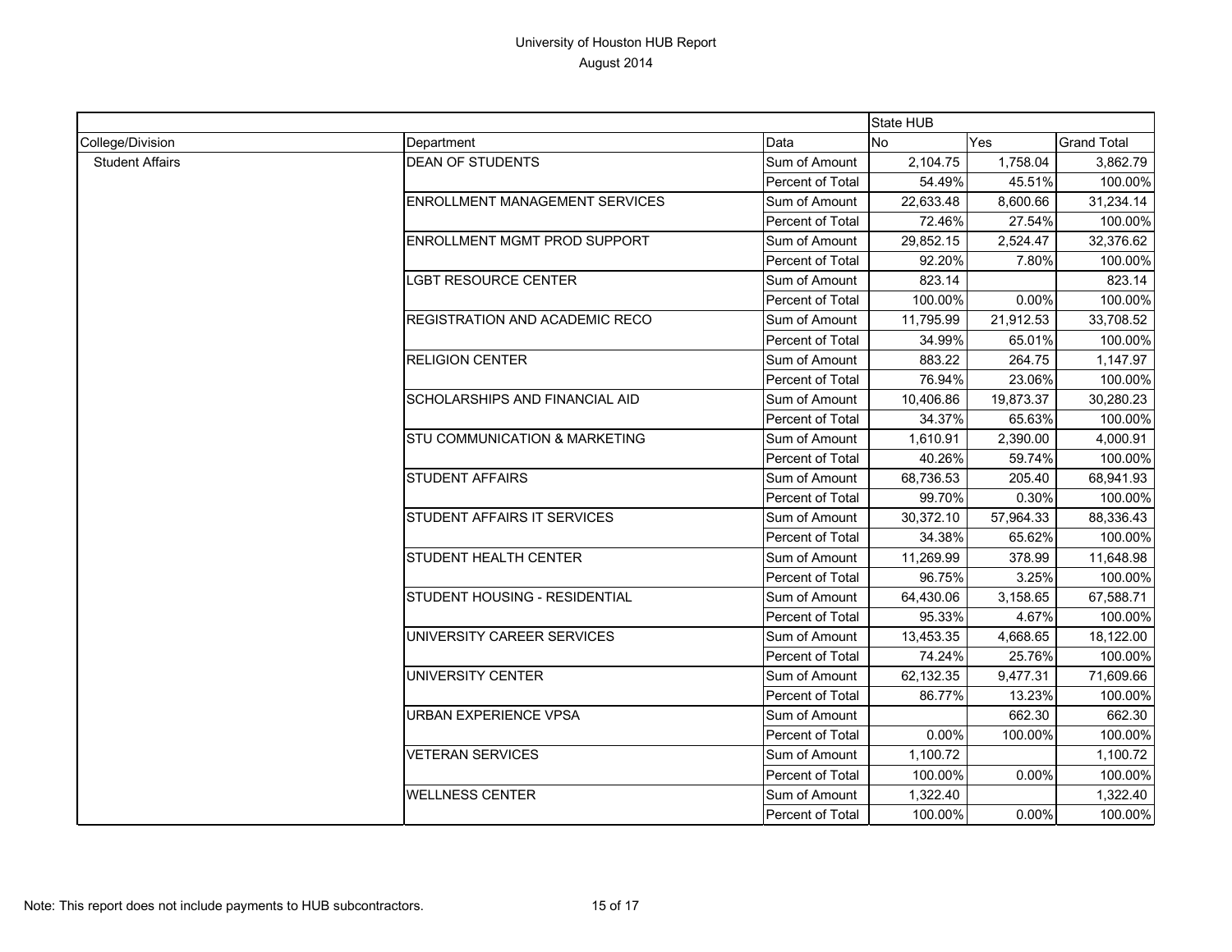# University of Houston HUB Report

August 2014

| | | | State HUB | | |
|---|---|---|---|---|---|
| College/Division | Department | Data | No | Yes | Grand Total |
| Student Affairs | DEAN OF STUDENTS | Sum of Amount | 2,104.75 | 1,758.04 | 3,862.79 |
| | | Percent of Total | 54.49% | 45.51% | 100.00% |
| | ENROLLMENT MANAGEMENT SERVICES | Sum of Amount | 22,633.48 | 8,600.66 | 31,234.14 |
| | | Percent of Total | 72.46% | 27.54% | 100.00% |
| | ENROLLMENT MGMT PROD SUPPORT | Sum of Amount | 29,852.15 | 2,524.47 | 32,376.62 |
| | | Percent of Total | 92.20% | 7.80% | 100.00% |
| | LGBT RESOURCE CENTER | Sum of Amount | 823.14 | | 823.14 |
| | | Percent of Total | 100.00% | 0.00% | 100.00% |
| | REGISTRATION AND ACADEMIC RECO | Sum of Amount | 11,795.99 | 21,912.53 | 33,708.52 |
| | | Percent of Total | 34.99% | 65.01% | 100.00% |
| | RELIGION CENTER | Sum of Amount | 883.22 | 264.75 | 1,147.97 |
| | | Percent of Total | 76.94% | 23.06% | 100.00% |
| | SCHOLARSHIPS AND FINANCIAL AID | Sum of Amount | 10,406.86 | 19,873.37 | 30,280.23 |
| | | Percent of Total | 34.37% | 65.63% | 100.00% |
| | STU COMMUNICATION & MARKETING | Sum of Amount | 1,610.91 | 2,390.00 | 4,000.91 |
| | | Percent of Total | 40.26% | 59.74% | 100.00% |
| | STUDENT AFFAIRS | Sum of Amount | 68,736.53 | 205.40 | 68,941.93 |
| | | Percent of Total | 99.70% | 0.30% | 100.00% |
| | STUDENT AFFAIRS IT SERVICES | Sum of Amount | 30,372.10 | 57,964.33 | 88,336.43 |
| | | Percent of Total | 34.38% | 65.62% | 100.00% |
| | STUDENT HEALTH CENTER | Sum of Amount | 11,269.99 | 378.99 | 11,648.98 |
| | | Percent of Total | 96.75% | 3.25% | 100.00% |
| | STUDENT HOUSING - RESIDENTIAL | Sum of Amount | 64,430.06 | 3,158.65 | 67,588.71 |
| | | Percent of Total | 95.33% | 4.67% | 100.00% |
| | UNIVERSITY CAREER SERVICES | Sum of Amount | 13,453.35 | 4,668.65 | 18,122.00 |
| | | Percent of Total | 74.24% | 25.76% | 100.00% |
| | UNIVERSITY CENTER | Sum of Amount | 62,132.35 | 9,477.31 | 71,609.66 |
| | | Percent of Total | 86.77% | 13.23% | 100.00% |
| | URBAN EXPERIENCE VPSA | Sum of Amount | | 662.30 | 662.30 |
| | | Percent of Total | 0.00% | 100.00% | 100.00% |
| | VETERAN SERVICES | Sum of Amount | 1,100.72 | | 1,100.72 |
| | | Percent of Total | 100.00% | 0.00% | 100.00% |
| | WELLNESS CENTER | Sum of Amount | 1,322.40 | | 1,322.40 |
| | | Percent of Total | 100.00% | 0.00% | 100.00% |

Note: This report does not include payments to HUB subcontractors.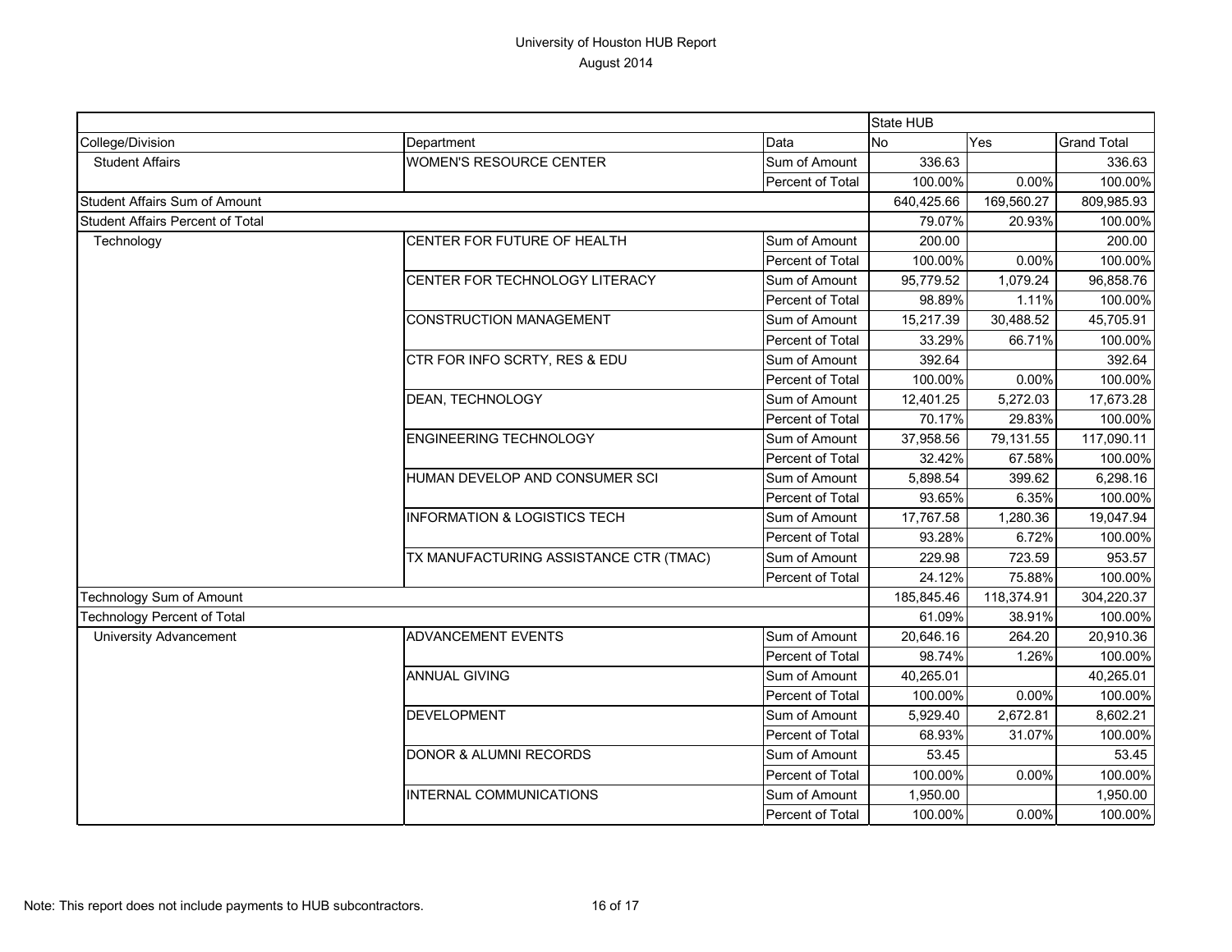# University of Houston HUB Report
## August 2014

| | | | State HUB | | |
|---|---|---|---|---|---|
| College/Division | Department | Data | No | Yes | Grand Total |
| Student Affairs | WOMEN'S RESOURCE CENTER | Sum of Amount | 336.63 | | 336.63 |
| | | Percent of Total | 100.00% | 0.00% | 100.00% |
| Student Affairs Sum of Amount | | | 640,425.66 | 169,560.27 | 809,985.93 |
| Student Affairs Percent of Total | | | 79.07% | 20.93% | 100.00% |
| Technology | CENTER FOR FUTURE OF HEALTH | Sum of Amount | 200.00 | | 200.00 |
| | | Percent of Total | 100.00% | 0.00% | 100.00% |
| | CENTER FOR TECHNOLOGY LITERACY | Sum of Amount | 95,779.52 | 1,079.24 | 96,858.76 |
| | | Percent of Total | 98.89% | 1.11% | 100.00% |
| | CONSTRUCTION MANAGEMENT | Sum of Amount | 15,217.39 | 30,488.52 | 45,705.91 |
| | | Percent of Total | 33.29% | 66.71% | 100.00% |
| | CTR FOR INFO SCRTY, RES & EDU | Sum of Amount | 392.64 | | 392.64 |
| | | Percent of Total | 100.00% | 0.00% | 100.00% |
| | DEAN, TECHNOLOGY | Sum of Amount | 12,401.25 | 5,272.03 | 17,673.28 |
| | | Percent of Total | 70.17% | 29.83% | 100.00% |
| | ENGINEERING TECHNOLOGY | Sum of Amount | 37,958.56 | 79,131.55 | 117,090.11 |
| | | Percent of Total | 32.42% | 67.58% | 100.00% |
| | HUMAN DEVELOP AND CONSUMER SCI | Sum of Amount | 5,898.54 | 399.62 | 6,298.16 |
| | | Percent of Total | 93.65% | 6.35% | 100.00% |
| | INFORMATION & LOGISTICS TECH | Sum of Amount | 17,767.58 | 1,280.36 | 19,047.94 |
| | | Percent of Total | 93.28% | 6.72% | 100.00% |
| | TX MANUFACTURING ASSISTANCE CTR (TMAC) | Sum of Amount | 229.98 | 723.59 | 953.57 |
| | | Percent of Total | 24.12% | 75.88% | 100.00% |
| Technology Sum of Amount | | | 185,845.46 | 118,374.91 | 304,220.37 |
| Technology Percent of Total | | | 61.09% | 38.91% | 100.00% |
| University Advancement | ADVANCEMENT EVENTS | Sum of Amount | 20,646.16 | 264.20 | 20,910.36 |
| | | Percent of Total | 98.74% | 1.26% | 100.00% |
| | ANNUAL GIVING | Sum of Amount | 40,265.01 | | 40,265.01 |
| | | Percent of Total | 100.00% | 0.00% | 100.00% |
| | DEVELOPMENT | Sum of Amount | 5,929.40 | 2,672.81 | 8,602.21 |
| | | Percent of Total | 68.93% | 31.07% | 100.00% |
| | DONOR & ALUMNI RECORDS | Sum of Amount | 53.45 | | 53.45 |
| | | Percent of Total | 100.00% | 0.00% | 100.00% |
| | INTERNAL COMMUNICATIONS | Sum of Amount | 1,950.00 | | 1,950.00 |
| | | Percent of Total | 100.00% | 0.00% | 100.00% |

Note: This report does not include payments to HUB subcontractors.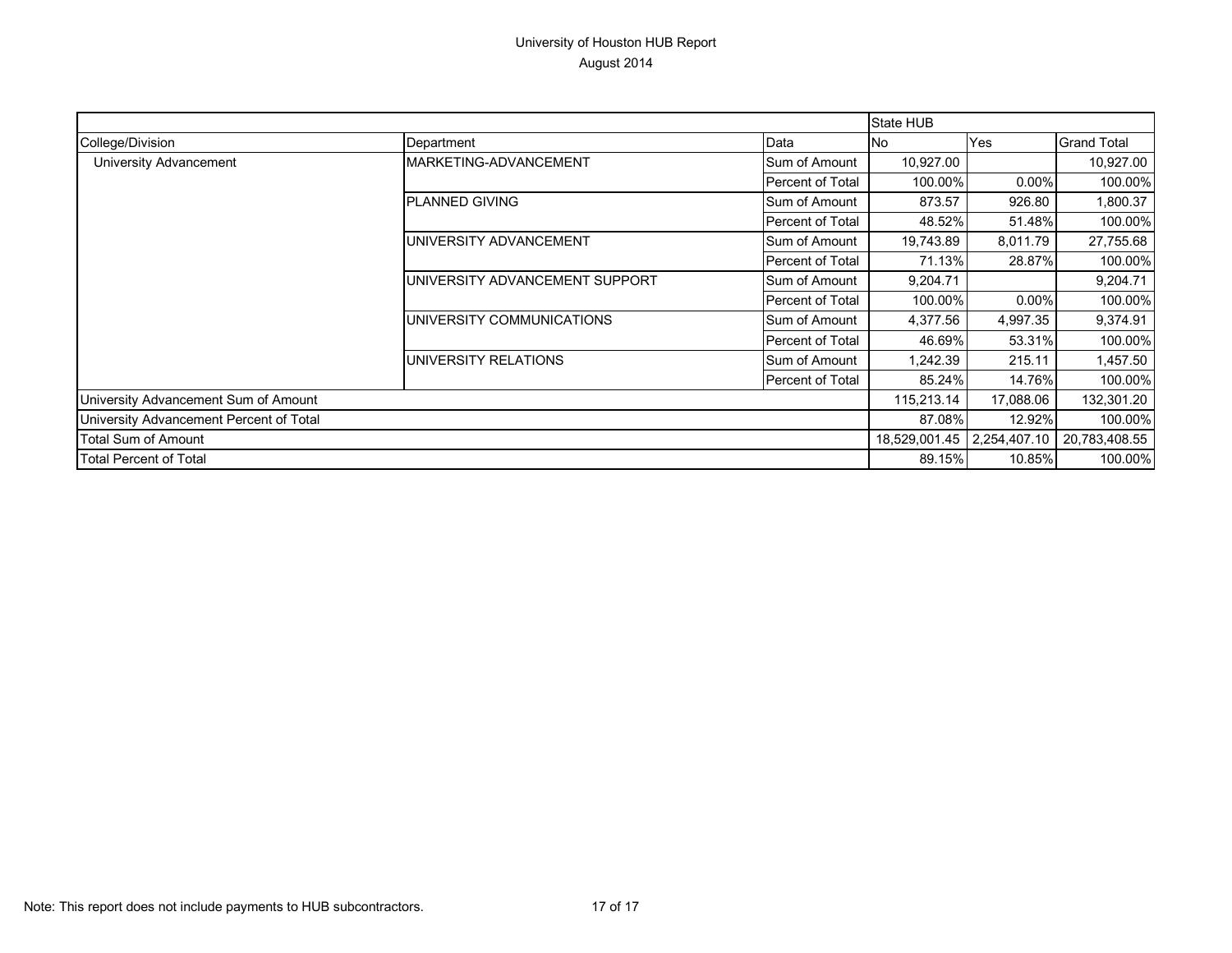University of Houston HUB Report
August 2014

| | | | State HUB | | |
|---|---|---|---|---|---|
| College/Division | Department | Data | No | Yes | Grand Total |
| University Advancement | MARKETING-ADVANCEMENT | Sum of Amount | 10,927.00 | | 10,927.00 |
| | | Percent of Total | 100.00% | 0.00% | 100.00% |
| | PLANNED GIVING | Sum of Amount | 873.57 | 926.80 | 1,800.37 |
| | | Percent of Total | 48.52% | 51.48% | 100.00% |
| | UNIVERSITY ADVANCEMENT | Sum of Amount | 19,743.89 | 8,011.79 | 27,755.68 |
| | | Percent of Total | 71.13% | 28.87% | 100.00% |
| | UNIVERSITY ADVANCEMENT SUPPORT | Sum of Amount | 9,204.71 | | 9,204.71 |
| | | Percent of Total | 100.00% | 0.00% | 100.00% |
| | UNIVERSITY COMMUNICATIONS | Sum of Amount | 4,377.56 | 4,997.35 | 9,374.91 |
| | | Percent of Total | 46.69% | 53.31% | 100.00% |
| | UNIVERSITY RELATIONS | Sum of Amount | 1,242.39 | 215.11 | 1,457.50 |
| | | Percent of Total | 85.24% | 14.76% | 100.00% |
| University Advancement Sum of Amount | | | 115,213.14 | 17,088.06 | 132,301.20 |
| University Advancement Percent of Total | | | 87.08% | 12.92% | 100.00% |
| Total Sum of Amount | | | 18,529,001.45 | 2,254,407.10 | 20,783,408.55 |
| Total Percent of Total | | | 89.15% | 10.85% | 100.00% |

Note: This report does not include payments to HUB subcontractors.